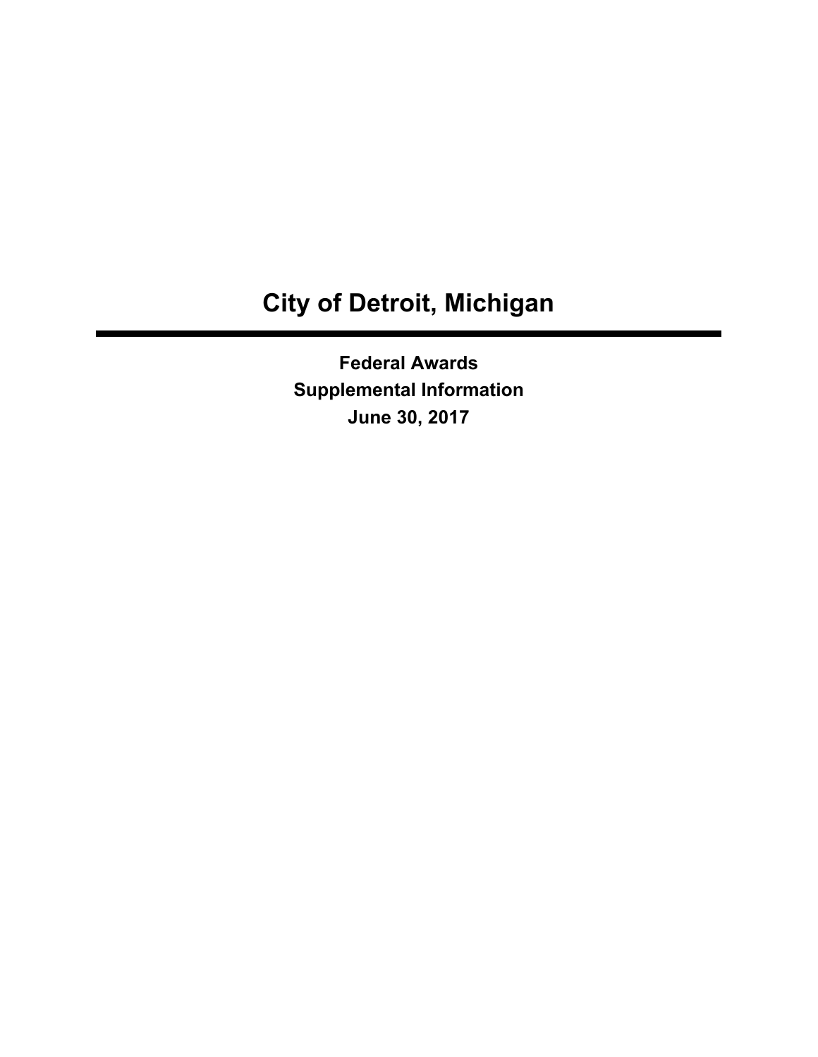# City of Detroit, Michigan

---

**Federal Awards**

**Supplemental Information**

**June 30, 2017**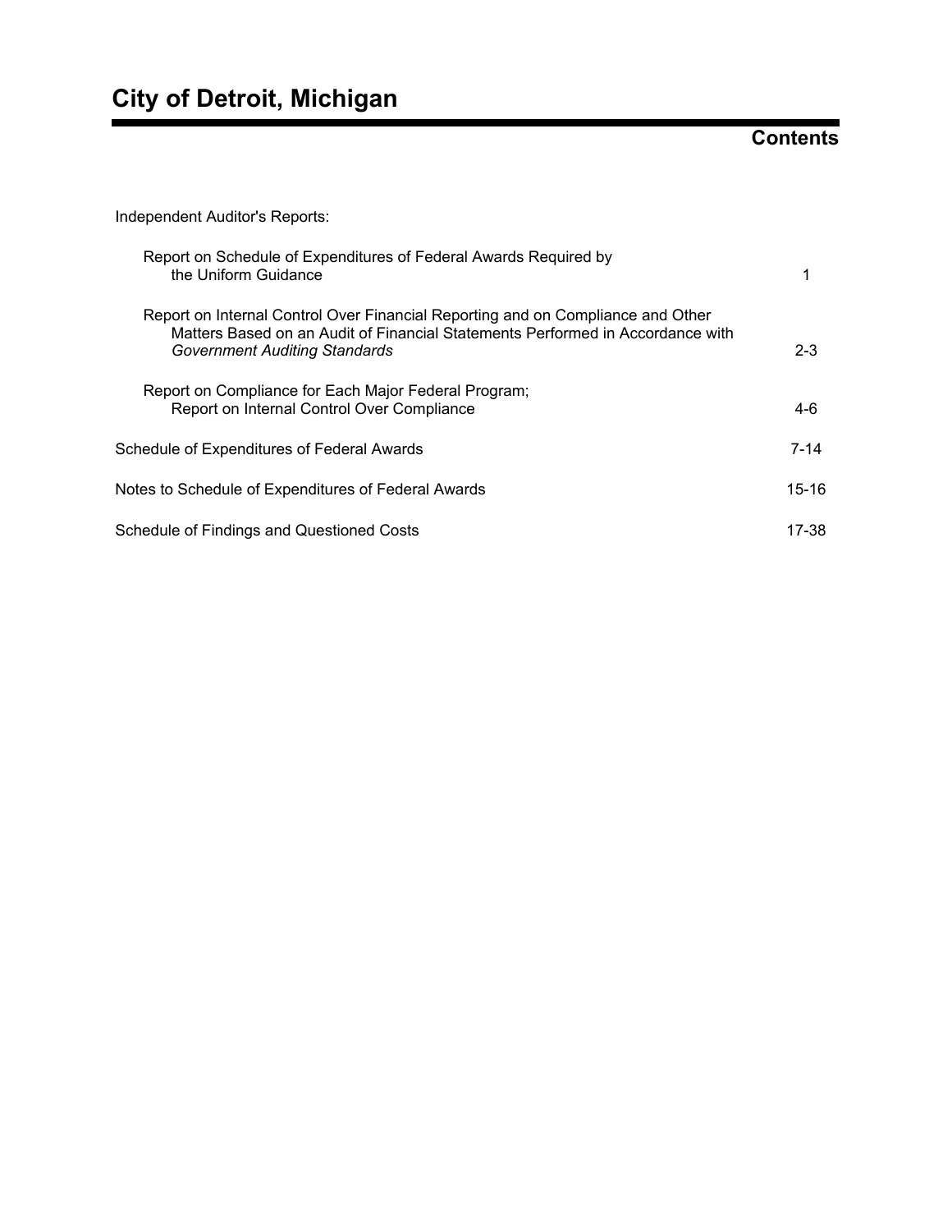# City of Detroit, Michigan

## Contents

| | |
|---|---|
| Independent Auditor's Reports: | |
| Report on Schedule of Expenditures of Federal Awards Required by the Uniform Guidance | 1 |
| Report on Internal Control Over Financial Reporting and on Compliance and Other Matters Based on an Audit of Financial Statements Performed in Accordance with *Government Auditing Standards* | 2-3 |
| Report on Compliance for Each Major Federal Program; Report on Internal Control Over Compliance | 4-6 |
| Schedule of Expenditures of Federal Awards | 7-14 |
| Notes to Schedule of Expenditures of Federal Awards | 15-16 |
| Schedule of Findings and Questioned Costs | 17-38 |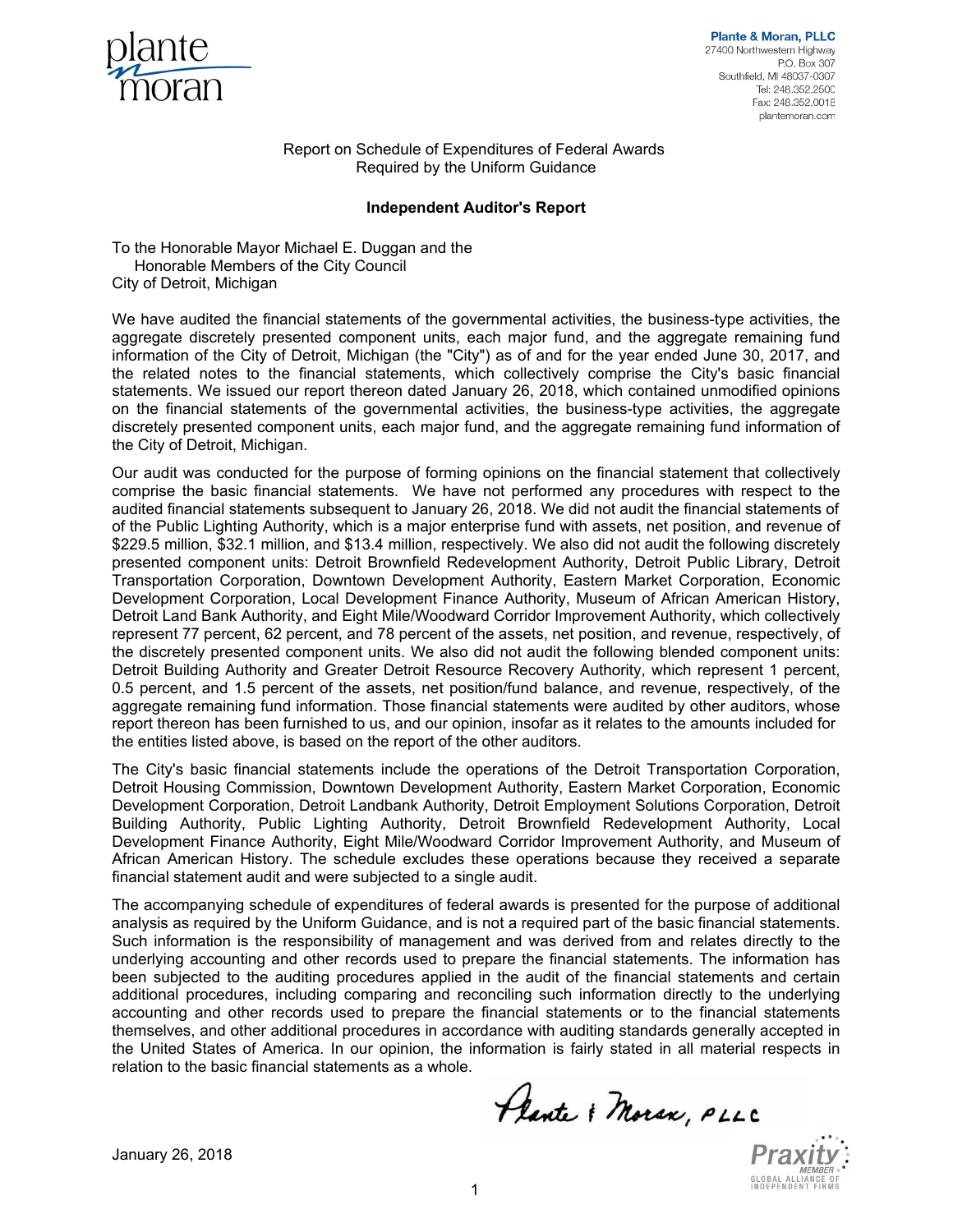Plante & Moran, PLLC
27400 Northwestern Highway
P.O. Box 307
Southfield, MI 48037-0307
Tel: 248.352.2500
Fax: 248.352.0018
plantemoran.com

Report on Schedule of Expenditures of Federal Awards
Required by the Uniform Guidance

## Independent Auditor's Report

To the Honorable Mayor Michael E. Duggan and the
Honorable Members of the City Council
City of Detroit, Michigan

We have audited the financial statements of the governmental activities, the business-type activities, the aggregate discretely presented component units, each major fund, and the aggregate remaining fund information of the City of Detroit, Michigan (the "City") as of and for the year ended June 30, 2017, and the related notes to the financial statements, which collectively comprise the City's basic financial statements. We issued our report thereon dated January 26, 2018, which contained unmodified opinions on the financial statements of the governmental activities, the business-type activities, the aggregate discretely presented component units, each major fund, and the aggregate remaining fund information of the City of Detroit, Michigan.

Our audit was conducted for the purpose of forming opinions on the financial statement that collectively comprise the basic financial statements. We have not performed any procedures with respect to the audited financial statements subsequent to January 26, 2018. We did not audit the financial statements of of the Public Lighting Authority, which is a major enterprise fund with assets, net position, and revenue of \$229.5 million, \$32.1 million, and \$13.4 million, respectively. We also did not audit the following discretely presented component units: Detroit Brownfield Redevelopment Authority, Detroit Public Library, Detroit Transportation Corporation, Downtown Development Authority, Eastern Market Corporation, Economic Development Corporation, Local Development Finance Authority, Museum of African American History, Detroit Land Bank Authority, and Eight Mile/Woodward Corridor Improvement Authority, which collectively represent 77 percent, 62 percent, and 78 percent of the assets, net position, and revenue, respectively, of the discretely presented component units. We also did not audit the following blended component units: Detroit Building Authority and Greater Detroit Resource Recovery Authority, which represent 1 percent, 0.5 percent, and 1.5 percent of the assets, net position/fund balance, and revenue, respectively, of the aggregate remaining fund information. Those financial statements were audited by other auditors, whose report thereon has been furnished to us, and our opinion, insofar as it relates to the amounts included for the entities listed above, is based on the report of the other auditors.

The City's basic financial statements include the operations of the Detroit Transportation Corporation, Detroit Housing Commission, Downtown Development Authority, Eastern Market Corporation, Economic Development Corporation, Detroit Landbank Authority, Detroit Employment Solutions Corporation, Detroit Building Authority, Public Lighting Authority, Detroit Brownfield Redevelopment Authority, Local Development Finance Authority, Eight Mile/Woodward Corridor Improvement Authority, and Museum of African American History. The schedule excludes these operations because they received a separate financial statement audit and were subjected to a single audit.

The accompanying schedule of expenditures of federal awards is presented for the purpose of additional analysis as required by the Uniform Guidance, and is not a required part of the basic financial statements. Such information is the responsibility of management and was derived from and relates directly to the underlying accounting and other records used to prepare the financial statements. The information has been subjected to the auditing procedures applied in the audit of the financial statements and certain additional procedures, including comparing and reconciling such information directly to the underlying accounting and other records used to prepare the financial statements or to the financial statements themselves, and other additional procedures in accordance with auditing standards generally accepted in the United States of America. In our opinion, the information is fairly stated in all material respects in relation to the basic financial statements as a whole.

Plante & Moran, PLLC

January 26, 2018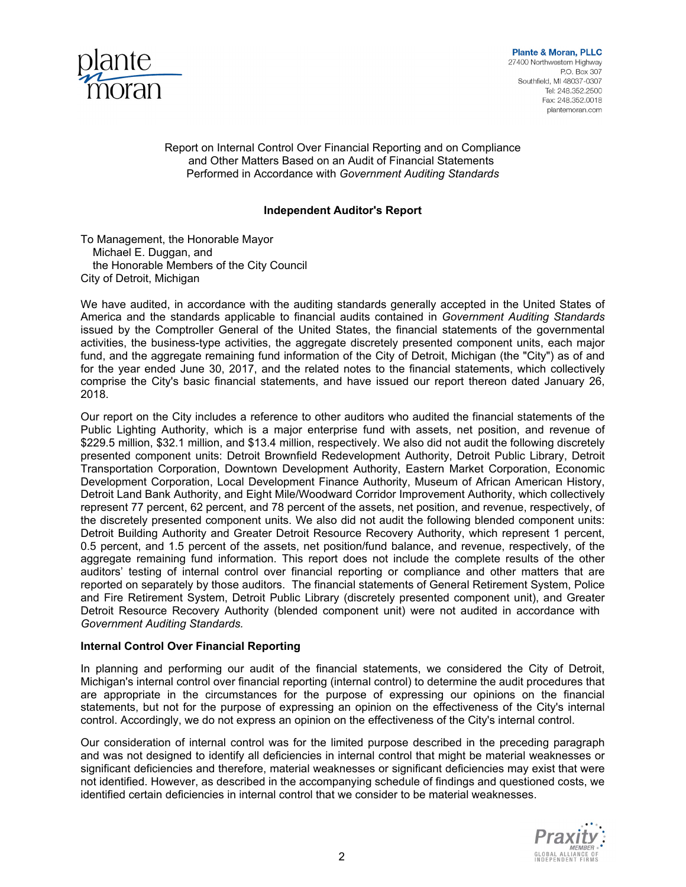Plante & Moran, PLLC
27400 Northwestern Highway
P.O. Box 307
Southfield, MI 48037-0307
Tel: 248.352.2500
Fax: 248.352.0018
plantemoran.com

Report on Internal Control Over Financial Reporting and on Compliance and Other Matters Based on an Audit of Financial Statements Performed in Accordance with *Government Auditing Standards*

**Independent Auditor's Report**

To Management, the Honorable Mayor
Michael E. Duggan, and
the Honorable Members of the City Council
City of Detroit, Michigan

We have audited, in accordance with the auditing standards generally accepted in the United States of America and the standards applicable to financial audits contained in *Government Auditing Standards* issued by the Comptroller General of the United States, the financial statements of the governmental activities, the business-type activities, the aggregate discretely presented component units, each major fund, and the aggregate remaining fund information of the City of Detroit, Michigan (the "City") as of and for the year ended June 30, 2017, and the related notes to the financial statements, which collectively comprise the City's basic financial statements, and have issued our report thereon dated January 26, 2018.

Our report on the City includes a reference to other auditors who audited the financial statements of the Public Lighting Authority, which is a major enterprise fund with assets, net position, and revenue of \$229.5 million, \$32.1 million, and \$13.4 million, respectively. We also did not audit the following discretely presented component units: Detroit Brownfield Redevelopment Authority, Detroit Public Library, Detroit Transportation Corporation, Downtown Development Authority, Eastern Market Corporation, Economic Development Corporation, Local Development Finance Authority, Museum of African American History, Detroit Land Bank Authority, and Eight Mile/Woodward Corridor Improvement Authority, which collectively represent 77 percent, 62 percent, and 78 percent of the assets, net position, and revenue, respectively, of the discretely presented component units. We also did not audit the following blended component units: Detroit Building Authority and Greater Detroit Resource Recovery Authority, which represent 1 percent, 0.5 percent, and 1.5 percent of the assets, net position/fund balance, and revenue, respectively, of the aggregate remaining fund information. This report does not include the complete results of the other auditors' testing of internal control over financial reporting or compliance and other matters that are reported on separately by those auditors. The financial statements of General Retirement System, Police and Fire Retirement System, Detroit Public Library (discretely presented component unit), and Greater Detroit Resource Recovery Authority (blended component unit) were not audited in accordance with *Government Auditing Standards.*

**Internal Control Over Financial Reporting**

In planning and performing our audit of the financial statements, we considered the City of Detroit, Michigan's internal control over financial reporting (internal control) to determine the audit procedures that are appropriate in the circumstances for the purpose of expressing our opinions on the financial statements, but not for the purpose of expressing an opinion on the effectiveness of the City's internal control. Accordingly, we do not express an opinion on the effectiveness of the City's internal control.

Our consideration of internal control was for the limited purpose described in the preceding paragraph and was not designed to identify all deficiencies in internal control that might be material weaknesses or significant deficiencies and therefore, material weaknesses or significant deficiencies may exist that were not identified. However, as described in the accompanying schedule of findings and questioned costs, we identified certain deficiencies in internal control that we consider to be material weaknesses.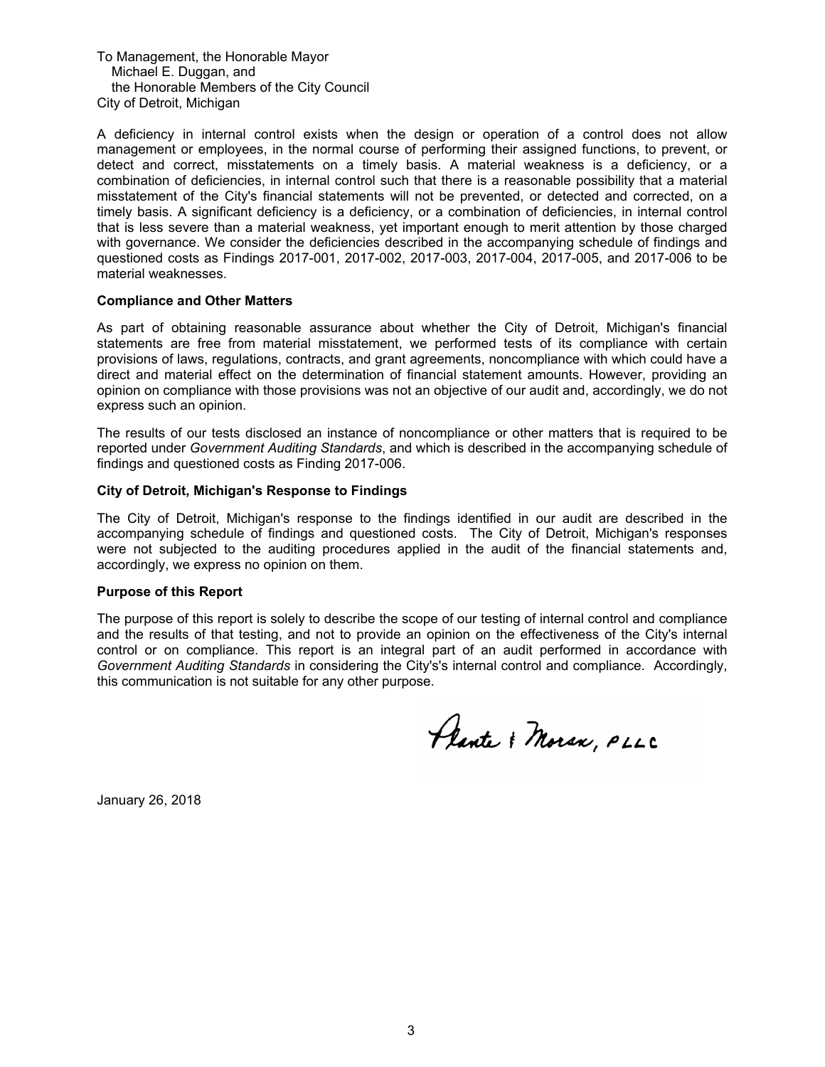To Management, the Honorable Mayor
Michael E. Duggan, and
the Honorable Members of the City Council
City of Detroit, Michigan

A deficiency in internal control exists when the design or operation of a control does not allow management or employees, in the normal course of performing their assigned functions, to prevent, or detect and correct, misstatements on a timely basis. A material weakness is a deficiency, or a combination of deficiencies, in internal control such that there is a reasonable possibility that a material misstatement of the City's financial statements will not be prevented, or detected and corrected, on a timely basis. A significant deficiency is a deficiency, or a combination of deficiencies, in internal control that is less severe than a material weakness, yet important enough to merit attention by those charged with governance. We consider the deficiencies described in the accompanying schedule of findings and questioned costs as Findings 2017-001, 2017-002, 2017-003, 2017-004, 2017-005, and 2017-006 to be material weaknesses.

**Compliance and Other Matters**

As part of obtaining reasonable assurance about whether the City of Detroit, Michigan's financial statements are free from material misstatement, we performed tests of its compliance with certain provisions of laws, regulations, contracts, and grant agreements, noncompliance with which could have a direct and material effect on the determination of financial statement amounts. However, providing an opinion on compliance with those provisions was not an objective of our audit and, accordingly, we do not express such an opinion.

The results of our tests disclosed an instance of noncompliance or other matters that is required to be reported under *Government Auditing Standards*, and which is described in the accompanying schedule of findings and questioned costs as Finding 2017-006.

**City of Detroit, Michigan's Response to Findings**

The City of Detroit, Michigan's response to the findings identified in our audit are described in the accompanying schedule of findings and questioned costs. The City of Detroit, Michigan's responses were not subjected to the auditing procedures applied in the audit of the financial statements and, accordingly, we express no opinion on them.

**Purpose of this Report**

The purpose of this report is solely to describe the scope of our testing of internal control and compliance and the results of that testing, and not to provide an opinion on the effectiveness of the City's internal control or on compliance. This report is an integral part of an audit performed in accordance with *Government Auditing Standards* in considering the City's's internal control and compliance. Accordingly, this communication is not suitable for any other purpose.

Plante & Moran, PLLC

January 26, 2018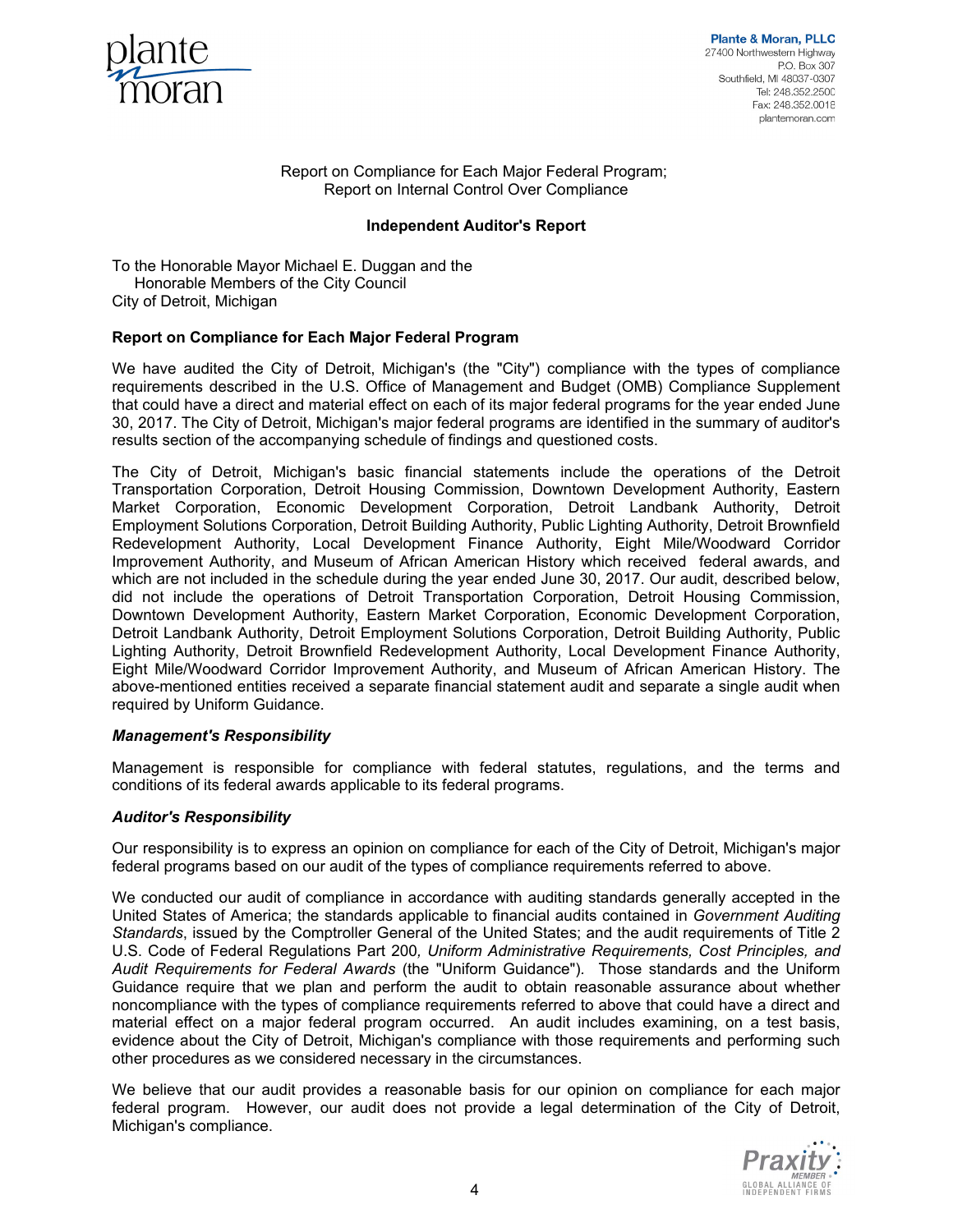Report on Compliance for Each Major Federal Program;
Report on Internal Control Over Compliance

**Independent Auditor's Report**

To the Honorable Mayor Michael E. Duggan and the
Honorable Members of the City Council
City of Detroit, Michigan

**Report on Compliance for Each Major Federal Program**

We have audited the City of Detroit, Michigan's (the "City") compliance with the types of compliance requirements described in the U.S. Office of Management and Budget (OMB) Compliance Supplement that could have a direct and material effect on each of its major federal programs for the year ended June 30, 2017. The City of Detroit, Michigan's major federal programs are identified in the summary of auditor's results section of the accompanying schedule of findings and questioned costs.

The City of Detroit, Michigan's basic financial statements include the operations of the Detroit Transportation Corporation, Detroit Housing Commission, Downtown Development Authority, Eastern Market Corporation, Economic Development Corporation, Detroit Landbank Authority, Detroit Employment Solutions Corporation, Detroit Building Authority, Public Lighting Authority, Detroit Brownfield Redevelopment Authority, Local Development Finance Authority, Eight Mile/Woodward Corridor Improvement Authority, and Museum of African American History which received federal awards, and which are not included in the schedule during the year ended June 30, 2017. Our audit, described below, did not include the operations of Detroit Transportation Corporation, Detroit Housing Commission, Downtown Development Authority, Eastern Market Corporation, Economic Development Corporation, Detroit Landbank Authority, Detroit Employment Solutions Corporation, Detroit Building Authority, Public Lighting Authority, Detroit Brownfield Redevelopment Authority, Local Development Finance Authority, Eight Mile/Woodward Corridor Improvement Authority, and Museum of African American History. The above-mentioned entities received a separate financial statement audit and separate a single audit when required by Uniform Guidance.

***Management's Responsibility***

Management is responsible for compliance with federal statutes, regulations, and the terms and conditions of its federal awards applicable to its federal programs.

***Auditor's Responsibility***

Our responsibility is to express an opinion on compliance for each of the City of Detroit, Michigan's major federal programs based on our audit of the types of compliance requirements referred to above.

We conducted our audit of compliance in accordance with auditing standards generally accepted in the United States of America; the standards applicable to financial audits contained in *Government Auditing Standards*, issued by the Comptroller General of the United States; and the audit requirements of Title 2 U.S. Code of Federal Regulations Part 200*, Uniform Administrative Requirements, Cost Principles, and Audit Requirements for Federal Awards* (the "Uniform Guidance"). Those standards and the Uniform Guidance require that we plan and perform the audit to obtain reasonable assurance about whether noncompliance with the types of compliance requirements referred to above that could have a direct and material effect on a major federal program occurred. An audit includes examining, on a test basis, evidence about the City of Detroit, Michigan's compliance with those requirements and performing such other procedures as we considered necessary in the circumstances.

We believe that our audit provides a reasonable basis for our opinion on compliance for each major federal program. However, our audit does not provide a legal determination of the City of Detroit, Michigan's compliance.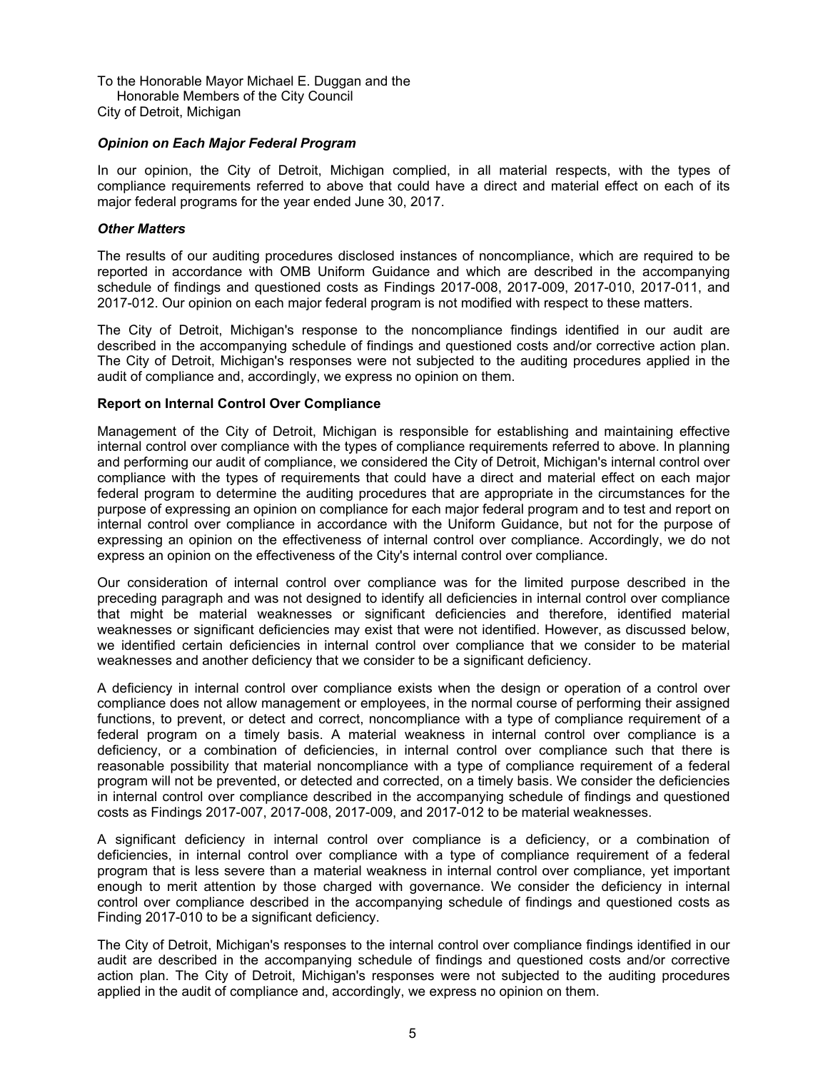To the Honorable Mayor Michael E. Duggan and the
Honorable Members of the City Council
City of Detroit, Michigan

***Opinion on Each Major Federal Program***

In our opinion, the City of Detroit, Michigan complied, in all material respects, with the types of compliance requirements referred to above that could have a direct and material effect on each of its major federal programs for the year ended June 30, 2017.

***Other Matters***

The results of our auditing procedures disclosed instances of noncompliance, which are required to be reported in accordance with OMB Uniform Guidance and which are described in the accompanying schedule of findings and questioned costs as Findings 2017-008, 2017-009, 2017-010, 2017-011, and 2017-012. Our opinion on each major federal program is not modified with respect to these matters.

The City of Detroit, Michigan's response to the noncompliance findings identified in our audit are described in the accompanying schedule of findings and questioned costs and/or corrective action plan. The City of Detroit, Michigan's responses were not subjected to the auditing procedures applied in the audit of compliance and, accordingly, we express no opinion on them.

**Report on Internal Control Over Compliance**

Management of the City of Detroit, Michigan is responsible for establishing and maintaining effective internal control over compliance with the types of compliance requirements referred to above. In planning and performing our audit of compliance, we considered the City of Detroit, Michigan's internal control over compliance with the types of requirements that could have a direct and material effect on each major federal program to determine the auditing procedures that are appropriate in the circumstances for the purpose of expressing an opinion on compliance for each major federal program and to test and report on internal control over compliance in accordance with the Uniform Guidance, but not for the purpose of expressing an opinion on the effectiveness of internal control over compliance. Accordingly, we do not express an opinion on the effectiveness of the City's internal control over compliance.

Our consideration of internal control over compliance was for the limited purpose described in the preceding paragraph and was not designed to identify all deficiencies in internal control over compliance that might be material weaknesses or significant deficiencies and therefore, identified material weaknesses or significant deficiencies may exist that were not identified. However, as discussed below, we identified certain deficiencies in internal control over compliance that we consider to be material weaknesses and another deficiency that we consider to be a significant deficiency.

A deficiency in internal control over compliance exists when the design or operation of a control over compliance does not allow management or employees, in the normal course of performing their assigned functions, to prevent, or detect and correct, noncompliance with a type of compliance requirement of a federal program on a timely basis. A material weakness in internal control over compliance is a deficiency, or a combination of deficiencies, in internal control over compliance such that there is reasonable possibility that material noncompliance with a type of compliance requirement of a federal program will not be prevented, or detected and corrected, on a timely basis. We consider the deficiencies in internal control over compliance described in the accompanying schedule of findings and questioned costs as Findings 2017-007, 2017-008, 2017-009, and 2017-012 to be material weaknesses.

A significant deficiency in internal control over compliance is a deficiency, or a combination of deficiencies, in internal control over compliance with a type of compliance requirement of a federal program that is less severe than a material weakness in internal control over compliance, yet important enough to merit attention by those charged with governance. We consider the deficiency in internal control over compliance described in the accompanying schedule of findings and questioned costs as Finding 2017-010 to be a significant deficiency.

The City of Detroit, Michigan's responses to the internal control over compliance findings identified in our audit are described in the accompanying schedule of findings and questioned costs and/or corrective action plan. The City of Detroit, Michigan's responses were not subjected to the auditing procedures applied in the audit of compliance and, accordingly, we express no opinion on them.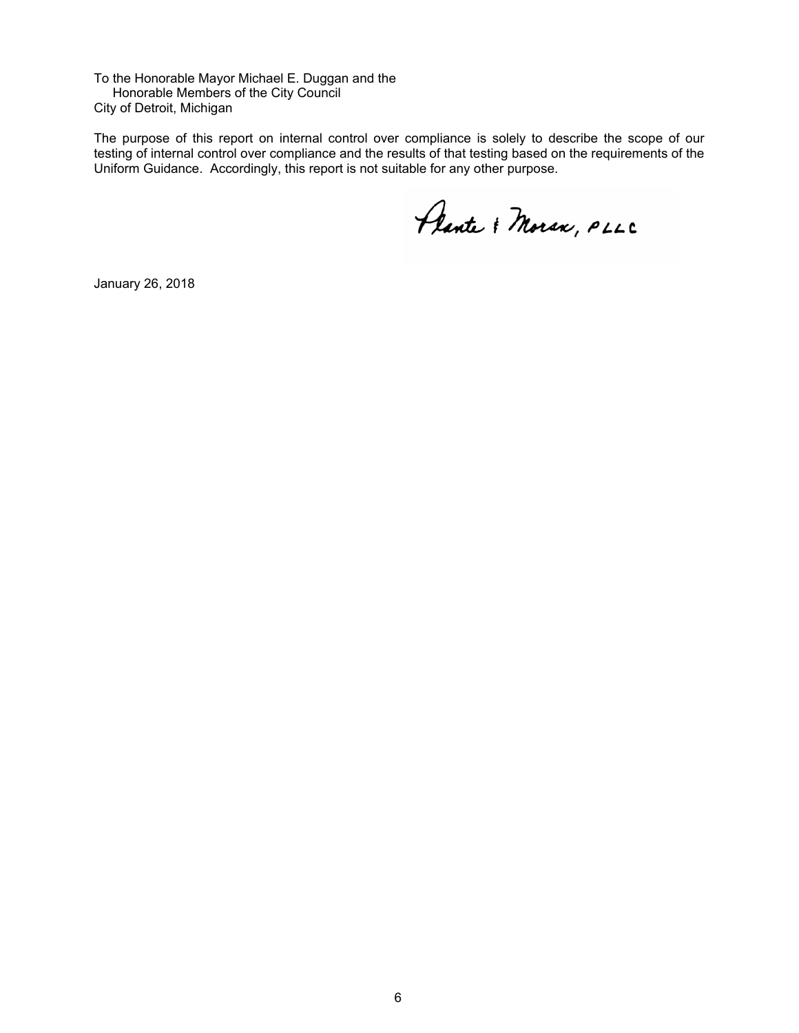To the Honorable Mayor Michael E. Duggan and the
Honorable Members of the City Council
City of Detroit, Michigan

The purpose of this report on internal control over compliance is solely to describe the scope of our testing of internal control over compliance and the results of that testing based on the requirements of the Uniform Guidance. Accordingly, this report is not suitable for any other purpose.

Plante & Moran, PLLC

January 26, 2018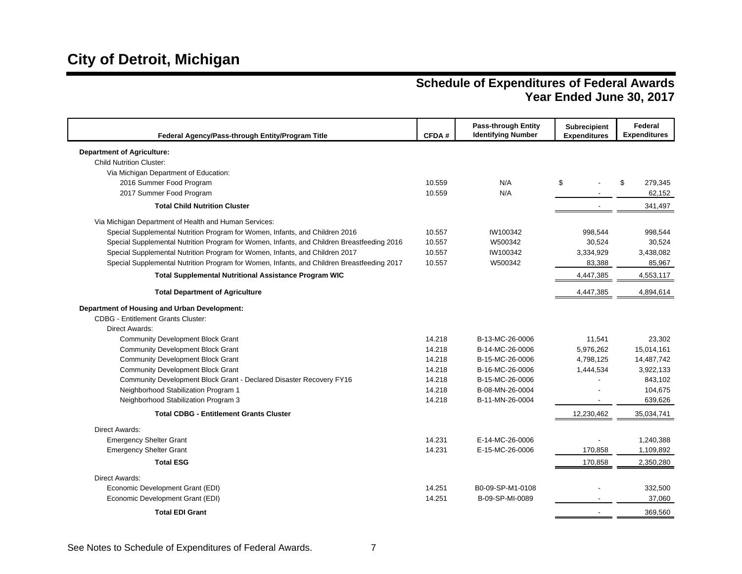# City of Detroit, Michigan

## Schedule of Expenditures of Federal Awards
## Year Ended June 30, 2017

| Federal Agency/Pass-through Entity/Program Title | CFDA # | Pass-through Entity Identifying Number | Subrecipient Expenditures | Federal Expenditures |
|---|---|---|---|---|
| **Department of Agriculture:** | | | | |
| Child Nutrition Cluster: | | | | |
| Via Michigan Department of Education: | | | | |
| 2016 Summer Food Program | 10.559 | N/A | $ - | $ 279,345 |
| 2017 Summer Food Program | 10.559 | N/A | - | 62,152 |
| **Total Child Nutrition Cluster** | | | - | 341,497 |
| Via Michigan Department of Health and Human Services: | | | | |
| Special Supplemental Nutrition Program for Women, Infants, and Children 2016 | 10.557 | IW100342 | 998,544 | 998,544 |
| Special Supplemental Nutrition Program for Women, Infants, and Children Breastfeeding 2016 | 10.557 | W500342 | 30,524 | 30,524 |
| Special Supplemental Nutrition Program for Women, Infants, and Children 2017 | 10.557 | IW100342 | 3,334,929 | 3,438,082 |
| Special Supplemental Nutrition Program for Women, Infants, and Children Breastfeeding 2017 | 10.557 | W500342 | 83,388 | 85,967 |
| **Total Supplemental Nutritional Assistance Program WIC** | | | 4,447,385 | 4,553,117 |
| **Total Department of Agriculture** | | | 4,447,385 | 4,894,614 |
| **Department of Housing and Urban Development:** | | | | |
| CDBG - Entitlement Grants Cluster: | | | | |
| Direct Awards: | | | | |
| Community Development Block Grant | 14.218 | B-13-MC-26-0006 | 11,541 | 23,302 |
| Community Development Block Grant | 14.218 | B-14-MC-26-0006 | 5,976,262 | 15,014,161 |
| Community Development Block Grant | 14.218 | B-15-MC-26-0006 | 4,798,125 | 14,487,742 |
| Community Development Block Grant | 14.218 | B-16-MC-26-0006 | 1,444,534 | 3,922,133 |
| Community Development Block Grant - Declared Disaster Recovery FY16 | 14.218 | B-15-MC-26-0006 | - | 843,102 |
| Neighborhood Stabilization Program 1 | 14.218 | B-08-MN-26-0004 | - | 104,675 |
| Neighborhood Stabilization Program 3 | 14.218 | B-11-MN-26-0004 | - | 639,626 |
| **Total CDBG - Entitlement Grants Cluster** | | | 12,230,462 | 35,034,741 |
| Direct Awards: | | | | |
| Emergency Shelter Grant | 14.231 | E-14-MC-26-0006 | - | 1,240,388 |
| Emergency Shelter Grant | 14.231 | E-15-MC-26-0006 | 170,858 | 1,109,892 |
| **Total ESG** | | | 170,858 | 2,350,280 |
| Direct Awards: | | | | |
| Economic Development Grant (EDI) | 14.251 | B0-09-SP-M1-0108 | - | 332,500 |
| Economic Development Grant (EDI) | 14.251 | B-09-SP-MI-0089 | - | 37,060 |
| **Total EDI Grant** | | | - | 369,560 |

See Notes to Schedule of Expenditures of Federal Awards.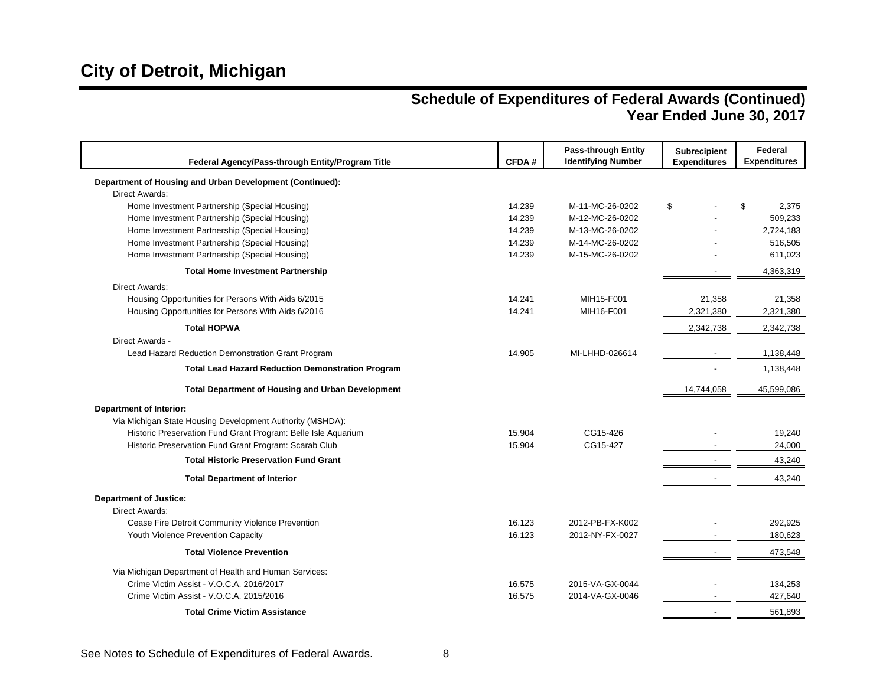# City of Detroit, Michigan

## Schedule of Expenditures of Federal Awards (Continued)
## Year Ended June 30, 2017

| Federal Agency/Pass-through Entity/Program Title | CFDA # | Pass-through Entity Identifying Number | Subrecipient Expenditures | Federal Expenditures |
|---|---|---|---|---|
| **Department of Housing and Urban Development (Continued):** | | | | |
| Direct Awards: | | | | |
| Home Investment Partnership (Special Housing) | 14.239 | M-11-MC-26-0202 | $ - | $ 2,375 |
| Home Investment Partnership (Special Housing) | 14.239 | M-12-MC-26-0202 | - | 509,233 |
| Home Investment Partnership (Special Housing) | 14.239 | M-13-MC-26-0202 | - | 2,724,183 |
| Home Investment Partnership (Special Housing) | 14.239 | M-14-MC-26-0202 | - | 516,505 |
| Home Investment Partnership (Special Housing) | 14.239 | M-15-MC-26-0202 | - | 611,023 |
| **Total Home Investment Partnership** | | | - | 4,363,319 |
| Direct Awards: | | | | |
| Housing Opportunities for Persons With Aids 6/2015 | 14.241 | MIH15-F001 | 21,358 | 21,358 |
| Housing Opportunities for Persons With Aids 6/2016 | 14.241 | MIH16-F001 | 2,321,380 | 2,321,380 |
| **Total HOPWA** | | | 2,342,738 | 2,342,738 |
| Direct Awards - | | | | |
| Lead Hazard Reduction Demonstration Grant Program | 14.905 | MI-LHHD-026614 | - | 1,138,448 |
| **Total Lead Hazard Reduction Demonstration Program** | | | - | 1,138,448 |
| **Total Department of Housing and Urban Development** | | | 14,744,058 | 45,599,086 |
| **Department of Interior:** | | | | |
| Via Michigan State Housing Development Authority (MSHDA): | | | | |
| Historic Preservation Fund Grant Program: Belle Isle Aquarium | 15.904 | CG15-426 | - | 19,240 |
| Historic Preservation Fund Grant Program: Scarab Club | 15.904 | CG15-427 | - | 24,000 |
| **Total Historic Preservation Fund Grant** | | | - | 43,240 |
| **Total Department of Interior** | | | - | 43,240 |
| **Department of Justice:** | | | | |
| Direct Awards: | | | | |
| Cease Fire Detroit Community Violence Prevention | 16.123 | 2012-PB-FX-K002 | - | 292,925 |
| Youth Violence Prevention Capacity | 16.123 | 2012-NY-FX-0027 | - | 180,623 |
| **Total Violence Prevention** | | | - | 473,548 |
| Via Michigan Department of Health and Human Services: | | | | |
| Crime Victim Assist - V.O.C.A. 2016/2017 | 16.575 | 2015-VA-GX-0044 | - | 134,253 |
| Crime Victim Assist - V.O.C.A. 2015/2016 | 16.575 | 2014-VA-GX-0046 | - | 427,640 |
| **Total Crime Victim Assistance** | | | - | 561,893 |

See Notes to Schedule of Expenditures of Federal Awards.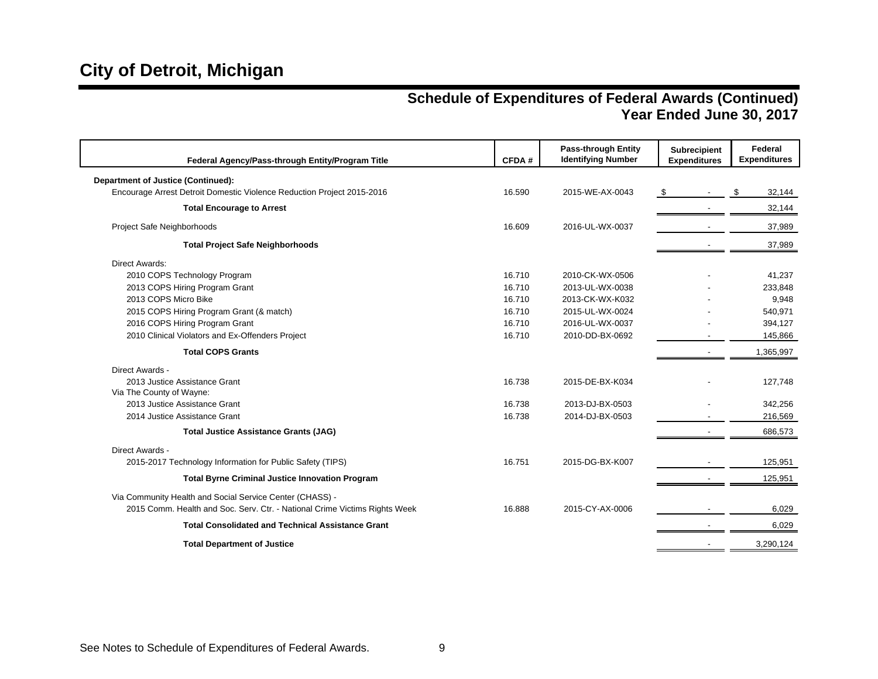# City of Detroit, Michigan

## Schedule of Expenditures of Federal Awards (Continued)
## Year Ended June 30, 2017

| Federal Agency/Pass-through Entity/Program Title | CFDA # | Pass-through Entity Identifying Number | Subrecipient Expenditures | Federal Expenditures |
|---|---|---|---|---|
| **Department of Justice (Continued):** | | | | |
| Encourage Arrest Detroit Domestic Violence Reduction Project 2015-2016 | 16.590 | 2015-WE-AX-0043 | $ - | $ 32,144 |
| **Total Encourage to Arrest** | | | - | 32,144 |
| Project Safe Neighborhoods | 16.609 | 2016-UL-WX-0037 | - | 37,989 |
| **Total Project Safe Neighborhoods** | | | - | 37,989 |
| Direct Awards: | | | | |
| 2010 COPS Technology Program | 16.710 | 2010-CK-WX-0506 | - | 41,237 |
| 2013 COPS Hiring Program Grant | 16.710 | 2013-UL-WX-0038 | - | 233,848 |
| 2013 COPS Micro Bike | 16.710 | 2013-CK-WX-K032 | - | 9,948 |
| 2015 COPS Hiring Program Grant (& match) | 16.710 | 2015-UL-WX-0024 | - | 540,971 |
| 2016 COPS Hiring Program Grant | 16.710 | 2016-UL-WX-0037 | - | 394,127 |
| 2010 Clinical Violators and Ex-Offenders Project | 16.710 | 2010-DD-BX-0692 | - | 145,866 |
| **Total COPS Grants** | | | - | 1,365,997 |
| Direct Awards - | | | | |
| 2013 Justice Assistance Grant | 16.738 | 2015-DE-BX-K034 | - | 127,748 |
| Via The County of Wayne: | | | | |
| 2013 Justice Assistance Grant | 16.738 | 2013-DJ-BX-0503 | - | 342,256 |
| 2014 Justice Assistance Grant | 16.738 | 2014-DJ-BX-0503 | - | 216,569 |
| **Total Justice Assistance Grants (JAG)** | | | - | 686,573 |
| Direct Awards - | | | | |
| 2015-2017 Technology Information for Public Safety (TIPS) | 16.751 | 2015-DG-BX-K007 | - | 125,951 |
| **Total Byrne Criminal Justice Innovation Program** | | | - | 125,951 |
| Via Community Health and Social Service Center (CHASS) - | | | | |
| 2015 Comm. Health and Soc. Serv. Ctr. - National Crime Victims Rights Week | 16.888 | 2015-CY-AX-0006 | - | 6,029 |
| **Total Consolidated and Technical Assistance Grant** | | | - | 6,029 |
| **Total Department of Justice** | | | - | 3,290,124 |

See Notes to Schedule of Expenditures of Federal Awards.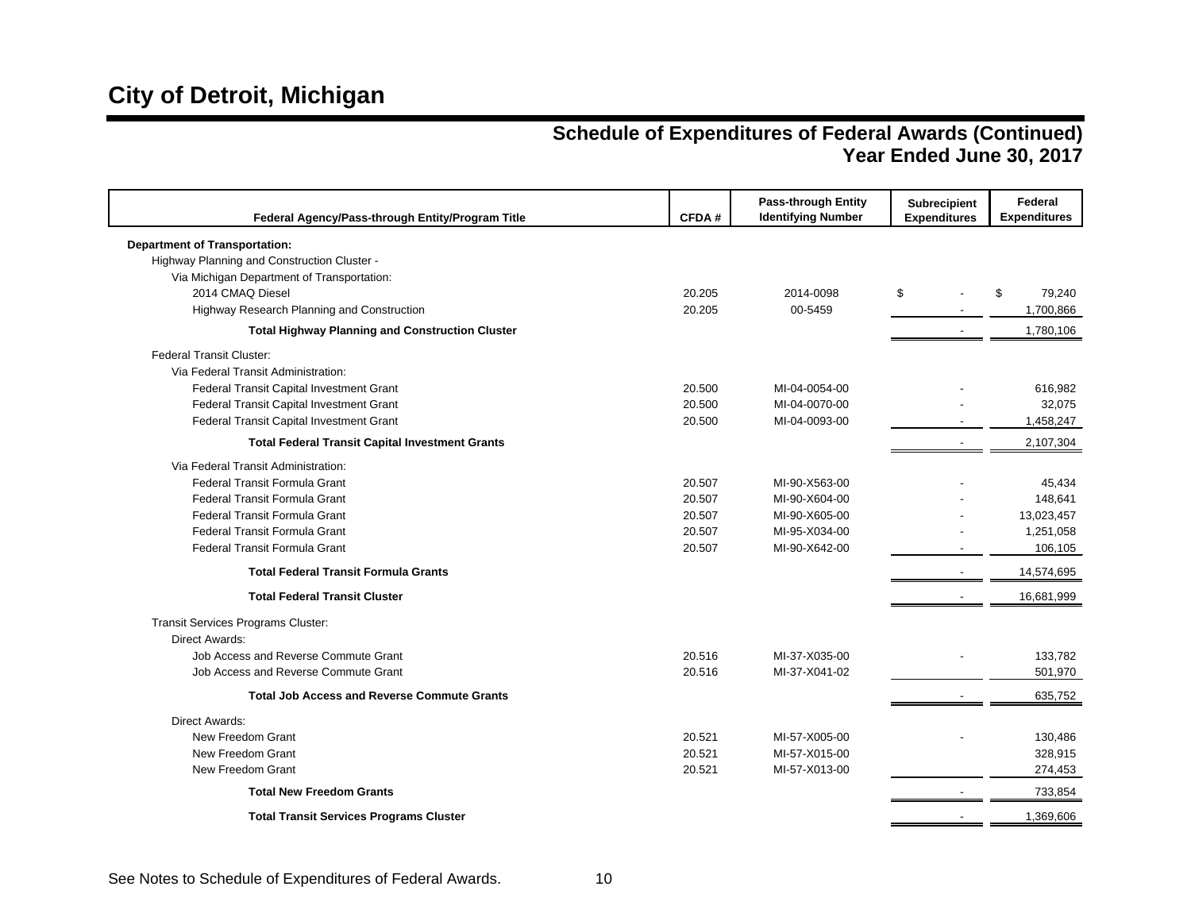# City of Detroit, Michigan

## Schedule of Expenditures of Federal Awards (Continued)
## Year Ended June 30, 2017

| Federal Agency/Pass-through Entity/Program Title | CFDA # | Pass-through Entity Identifying Number | Subrecipient Expenditures | Federal Expenditures |
|---|---|---|---|---|
| **Department of Transportation:** | | | | |
| Highway Planning and Construction Cluster - | | | | |
| Via Michigan Department of Transportation: | | | | |
| 2014 CMAQ Diesel | 20.205 | 2014-0098 | $ - | $ 79,240 |
| Highway Research Planning and Construction | 20.205 | 00-5459 | - | 1,700,866 |
| **Total Highway Planning and Construction Cluster** | | | - | 1,780,106 |
| Federal Transit Cluster: | | | | |
| Via Federal Transit Administration: | | | | |
| Federal Transit Capital Investment Grant | 20.500 | MI-04-0054-00 | - | 616,982 |
| Federal Transit Capital Investment Grant | 20.500 | MI-04-0070-00 | - | 32,075 |
| Federal Transit Capital Investment Grant | 20.500 | MI-04-0093-00 | - | 1,458,247 |
| **Total Federal Transit Capital Investment Grants** | | | - | 2,107,304 |
| Via Federal Transit Administration: | | | | |
| Federal Transit Formula Grant | 20.507 | MI-90-X563-00 | - | 45,434 |
| Federal Transit Formula Grant | 20.507 | MI-90-X604-00 | - | 148,641 |
| Federal Transit Formula Grant | 20.507 | MI-90-X605-00 | - | 13,023,457 |
| Federal Transit Formula Grant | 20.507 | MI-95-X034-00 | - | 1,251,058 |
| Federal Transit Formula Grant | 20.507 | MI-90-X642-00 | - | 106,105 |
| **Total Federal Transit Formula Grants** | | | - | 14,574,695 |
| **Total Federal Transit Cluster** | | | - | 16,681,999 |
| Transit Services Programs Cluster: | | | | |
| Direct Awards: | | | | |
| Job Access and Reverse Commute Grant | 20.516 | MI-37-X035-00 | - | 133,782 |
| Job Access and Reverse Commute Grant | 20.516 | MI-37-X041-02 | | 501,970 |
| **Total Job Access and Reverse Commute Grants** | | | - | 635,752 |
| Direct Awards: | | | | |
| New Freedom Grant | 20.521 | MI-57-X005-00 | - | 130,486 |
| New Freedom Grant | 20.521 | MI-57-X015-00 | | 328,915 |
| New Freedom Grant | 20.521 | MI-57-X013-00 | | 274,453 |
| **Total New Freedom Grants** | | | - | 733,854 |
| **Total Transit Services Programs Cluster** | | | - | 1,369,606 |

See Notes to Schedule of Expenditures of Federal Awards.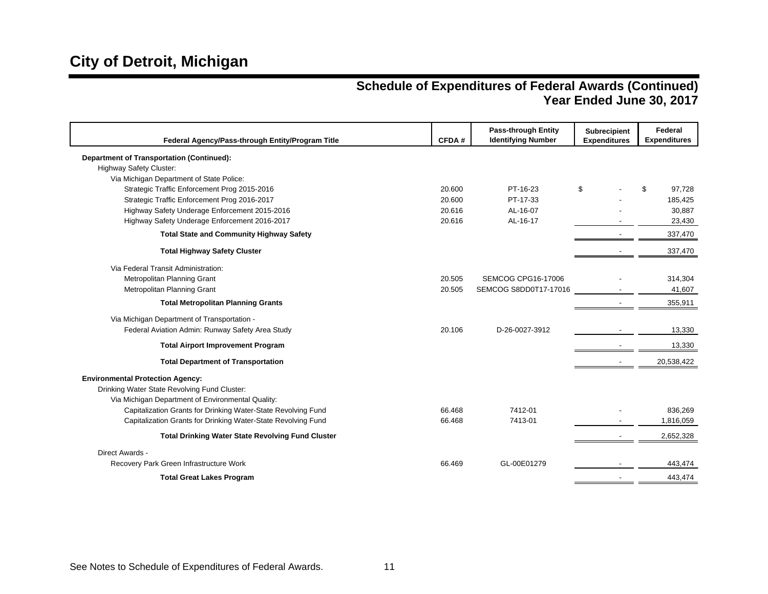# City of Detroit, Michigan

## Schedule of Expenditures of Federal Awards (Continued)
## Year Ended June 30, 2017

| Federal Agency/Pass-through Entity/Program Title | CFDA # | Pass-through Entity Identifying Number | Subrecipient Expenditures | Federal Expenditures |
|---|---|---|---|---|
| **Department of Transportation (Continued):** | | | | |
| Highway Safety Cluster: | | | | |
| Via Michigan Department of State Police: | | | | |
| Strategic Traffic Enforcement Prog 2015-2016 | 20.600 | PT-16-23 | $ - | $ 97,728 |
| Strategic Traffic Enforcement Prog 2016-2017 | 20.600 | PT-17-33 | - | 185,425 |
| Highway Safety Underage Enforcement 2015-2016 | 20.616 | AL-16-07 | - | 30,887 |
| Highway Safety Underage Enforcement 2016-2017 | 20.616 | AL-16-17 | - | 23,430 |
| **Total State and Community Highway Safety** | | | - | 337,470 |
| **Total Highway Safety Cluster** | | | - | 337,470 |
| Via Federal Transit Administration: | | | | |
| Metropolitan Planning Grant | 20.505 | SEMCOG CPG16-17006 | - | 314,304 |
| Metropolitan Planning Grant | 20.505 | SEMCOG S8DD0T17-17016 | - | 41,607 |
| **Total Metropolitan Planning Grants** | | | - | 355,911 |
| Via Michigan Department of Transportation - | | | | |
| Federal Aviation Admin: Runway Safety Area Study | 20.106 | D-26-0027-3912 | - | 13,330 |
| **Total Airport Improvement Program** | | | - | 13,330 |
| **Total Department of Transportation** | | | - | 20,538,422 |
| **Environmental Protection Agency:** | | | | |
| Drinking Water State Revolving Fund Cluster: | | | | |
| Via Michigan Department of Environmental Quality: | | | | |
| Capitalization Grants for Drinking Water-State Revolving Fund | 66.468 | 7412-01 | - | 836,269 |
| Capitalization Grants for Drinking Water-State Revolving Fund | 66.468 | 7413-01 | - | 1,816,059 |
| **Total Drinking Water State Revolving Fund Cluster** | | | - | 2,652,328 |
| Direct Awards - | | | | |
| Recovery Park Green Infrastructure Work | 66.469 | GL-00E01279 | - | 443,474 |
| **Total Great Lakes Program** | | | - | 443,474 |

See Notes to Schedule of Expenditures of Federal Awards.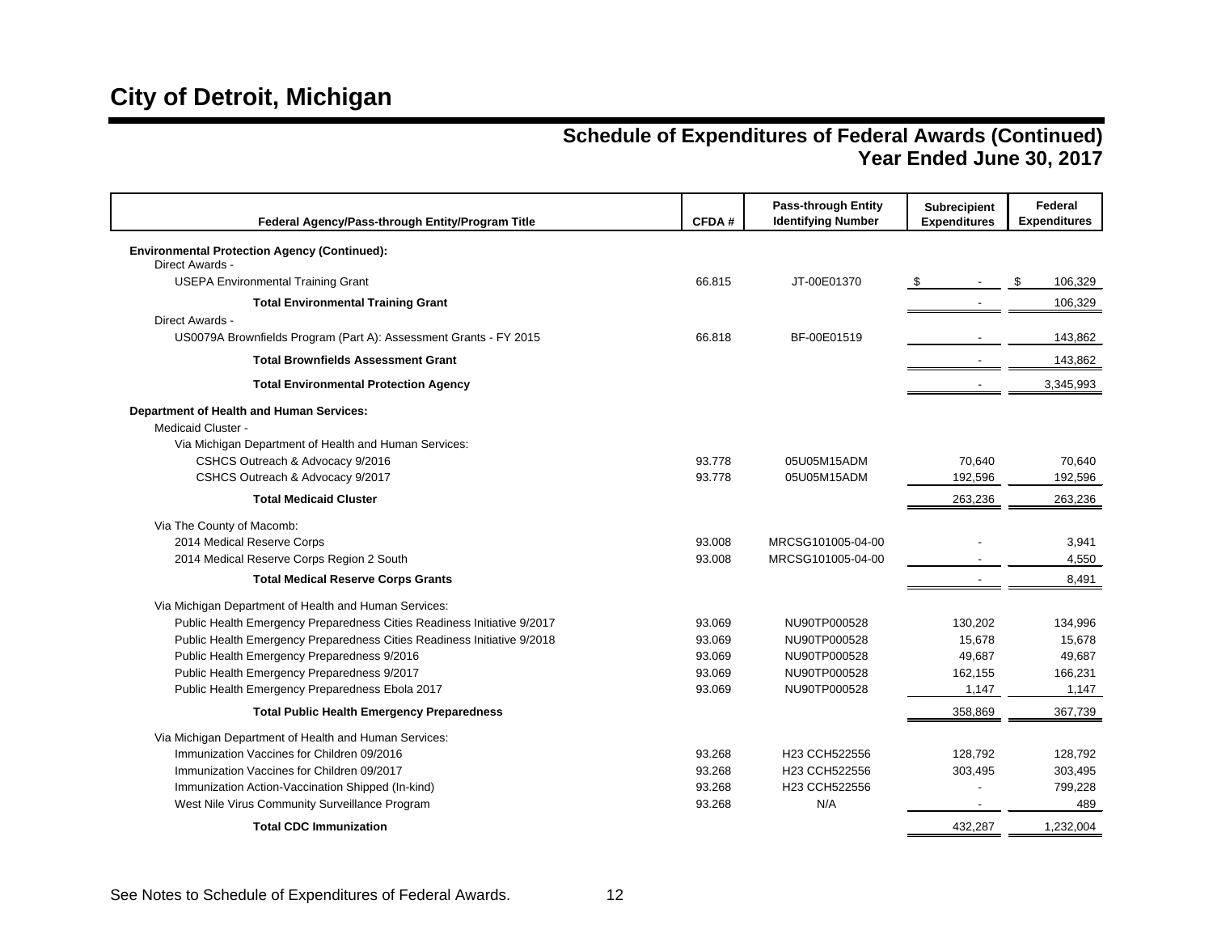# City of Detroit, Michigan

## Schedule of Expenditures of Federal Awards (Continued)
## Year Ended June 30, 2017

| Federal Agency/Pass-through Entity/Program Title | CFDA # | Pass-through Entity Identifying Number | Subrecipient Expenditures | Federal Expenditures |
|---|---|---|---|---|
| **Environmental Protection Agency (Continued):** | | | | |
| Direct Awards - | | | | |
| USEPA Environmental Training Grant | 66.815 | JT-00E01370 | $ - | $ 106,329 |
| **Total Environmental Training Grant** | | | - | 106,329 |
| Direct Awards - | | | | |
| US0079A Brownfields Program (Part A): Assessment Grants - FY 2015 | 66.818 | BF-00E01519 | - | 143,862 |
| **Total Brownfields Assessment Grant** | | | - | 143,862 |
| **Total Environmental Protection Agency** | | | - | 3,345,993 |
| **Department of Health and Human Services:** | | | | |
| Medicaid Cluster - | | | | |
| Via Michigan Department of Health and Human Services: | | | | |
| CSHCS Outreach & Advocacy 9/2016 | 93.778 | 05U05M15ADM | 70,640 | 70,640 |
| CSHCS Outreach & Advocacy 9/2017 | 93.778 | 05U05M15ADM | 192,596 | 192,596 |
| **Total Medicaid Cluster** | | | 263,236 | 263,236 |
| Via The County of Macomb: | | | | |
| 2014 Medical Reserve Corps | 93.008 | MRCSG101005-04-00 | - | 3,941 |
| 2014 Medical Reserve Corps Region 2 South | 93.008 | MRCSG101005-04-00 | - | 4,550 |
| **Total Medical Reserve Corps Grants** | | | - | 8,491 |
| Via Michigan Department of Health and Human Services: | | | | |
| Public Health Emergency Preparedness Cities Readiness Initiative 9/2017 | 93.069 | NU90TP000528 | 130,202 | 134,996 |
| Public Health Emergency Preparedness Cities Readiness Initiative 9/2018 | 93.069 | NU90TP000528 | 15,678 | 15,678 |
| Public Health Emergency Preparedness 9/2016 | 93.069 | NU90TP000528 | 49,687 | 49,687 |
| Public Health Emergency Preparedness 9/2017 | 93.069 | NU90TP000528 | 162,155 | 166,231 |
| Public Health Emergency Preparedness Ebola 2017 | 93.069 | NU90TP000528 | 1,147 | 1,147 |
| **Total Public Health Emergency Preparedness** | | | 358,869 | 367,739 |
| Via Michigan Department of Health and Human Services: | | | | |
| Immunization Vaccines for Children 09/2016 | 93.268 | H23 CCH522556 | 128,792 | 128,792 |
| Immunization Vaccines for Children 09/2017 | 93.268 | H23 CCH522556 | 303,495 | 303,495 |
| Immunization Action-Vaccination Shipped (In-kind) | 93.268 | H23 CCH522556 | - | 799,228 |
| West Nile Virus Community Surveillance Program | 93.268 | N/A | - | 489 |
| **Total CDC Immunization** | | | 432,287 | 1,232,004 |

See Notes to Schedule of Expenditures of Federal Awards.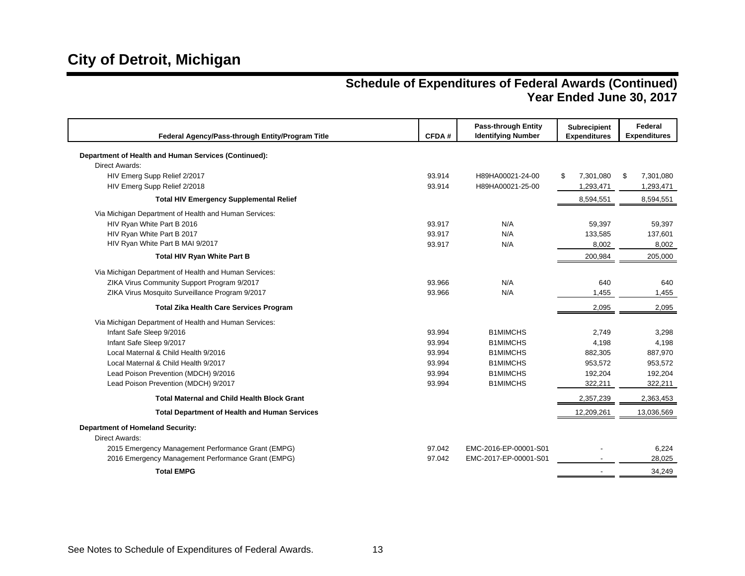# City of Detroit, Michigan

## Schedule of Expenditures of Federal Awards (Continued)
## Year Ended June 30, 2017

| Federal Agency/Pass-through Entity/Program Title | CFDA # | Pass-through Entity Identifying Number | Subrecipient Expenditures | Federal Expenditures |
|---|---|---|---|---|
| **Department of Health and Human Services (Continued):** | | | | |
| Direct Awards: | | | | |
| HIV Emerg Supp Relief 2/2017 | 93.914 | H89HA00021-24-00 | $ 7,301,080 | $ 7,301,080 |
| HIV Emerg Supp Relief 2/2018 | 93.914 | H89HA00021-25-00 | 1,293,471 | 1,293,471 |
| **Total HIV Emergency Supplemental Relief** | | | 8,594,551 | 8,594,551 |
| Via Michigan Department of Health and Human Services: | | | | |
| HIV Ryan White Part B 2016 | 93.917 | N/A | 59,397 | 59,397 |
| HIV Ryan White Part B 2017 | 93.917 | N/A | 133,585 | 137,601 |
| HIV Ryan White Part B MAI 9/2017 | 93.917 | N/A | 8,002 | 8,002 |
| **Total HIV Ryan White Part B** | | | 200,984 | 205,000 |
| Via Michigan Department of Health and Human Services: | | | | |
| ZIKA Virus Community Support Program 9/2017 | 93.966 | N/A | 640 | 640 |
| ZIKA Virus Mosquito Surveillance Program 9/2017 | 93.966 | N/A | 1,455 | 1,455 |
| **Total Zika Health Care Services Program** | | | 2,095 | 2,095 |
| Via Michigan Department of Health and Human Services: | | | | |
| Infant Safe Sleep 9/2016 | 93.994 | B1MIMCHS | 2,749 | 3,298 |
| Infant Safe Sleep 9/2017 | 93.994 | B1MIMCHS | 4,198 | 4,198 |
| Local Maternal & Child Health 9/2016 | 93.994 | B1MIMCHS | 882,305 | 887,970 |
| Local Maternal & Child Health 9/2017 | 93.994 | B1MIMCHS | 953,572 | 953,572 |
| Lead Poison Prevention (MDCH) 9/2016 | 93.994 | B1MIMCHS | 192,204 | 192,204 |
| Lead Poison Prevention (MDCH) 9/2017 | 93.994 | B1MIMCHS | 322,211 | 322,211 |
| **Total Maternal and Child Health Block Grant** | | | 2,357,239 | 2,363,453 |
| **Total Department of Health and Human Services** | | | 12,209,261 | 13,036,569 |
| **Department of Homeland Security:** | | | | |
| Direct Awards: | | | | |
| 2015 Emergency Management Performance Grant (EMPG) | 97.042 | EMC-2016-EP-00001-S01 | - | 6,224 |
| 2016 Emergency Management Performance Grant (EMPG) | 97.042 | EMC-2017-EP-00001-S01 | - | 28,025 |
| **Total EMPG** | | | - | 34,249 |

See Notes to Schedule of Expenditures of Federal Awards.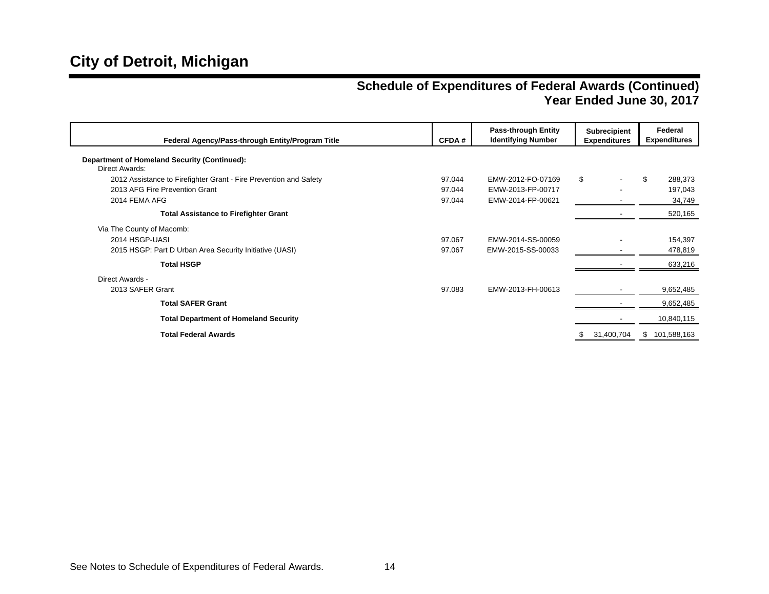# City of Detroit, Michigan

## Schedule of Expenditures of Federal Awards (Continued)
## Year Ended June 30, 2017

| Federal Agency/Pass-through Entity/Program Title | CFDA # | Pass-through Entity Identifying Number | Subrecipient Expenditures | Federal Expenditures |
|---|---|---|---|---|
| **Department of Homeland Security (Continued):** | | | | |
| Direct Awards: | | | | |
| 2012 Assistance to Firefighter Grant - Fire Prevention and Safety | 97.044 | EMW-2012-FO-07169 | $ - | $ 288,373 |
| 2013 AFG Fire Prevention Grant | 97.044 | EMW-2013-FP-00717 | - | 197,043 |
| 2014 FEMA AFG | 97.044 | EMW-2014-FP-00621 | - | 34,749 |
| **Total Assistance to Firefighter Grant** | | | - | 520,165 |
| Via The County of Macomb: | | | | |
| 2014 HSGP-UASI | 97.067 | EMW-2014-SS-00059 | - | 154,397 |
| 2015 HSGP: Part D Urban Area Security Initiative (UASI) | 97.067 | EMW-2015-SS-00033 | - | 478,819 |
| **Total HSGP** | | | - | 633,216 |
| Direct Awards - | | | | |
| 2013 SAFER Grant | 97.083 | EMW-2013-FH-00613 | - | 9,652,485 |
| **Total SAFER Grant** | | | - | 9,652,485 |
| **Total Department of Homeland Security** | | | - | 10,840,115 |
| **Total Federal Awards** | | | $ 31,400,704 | $ 101,588,163 |

See Notes to Schedule of Expenditures of Federal Awards.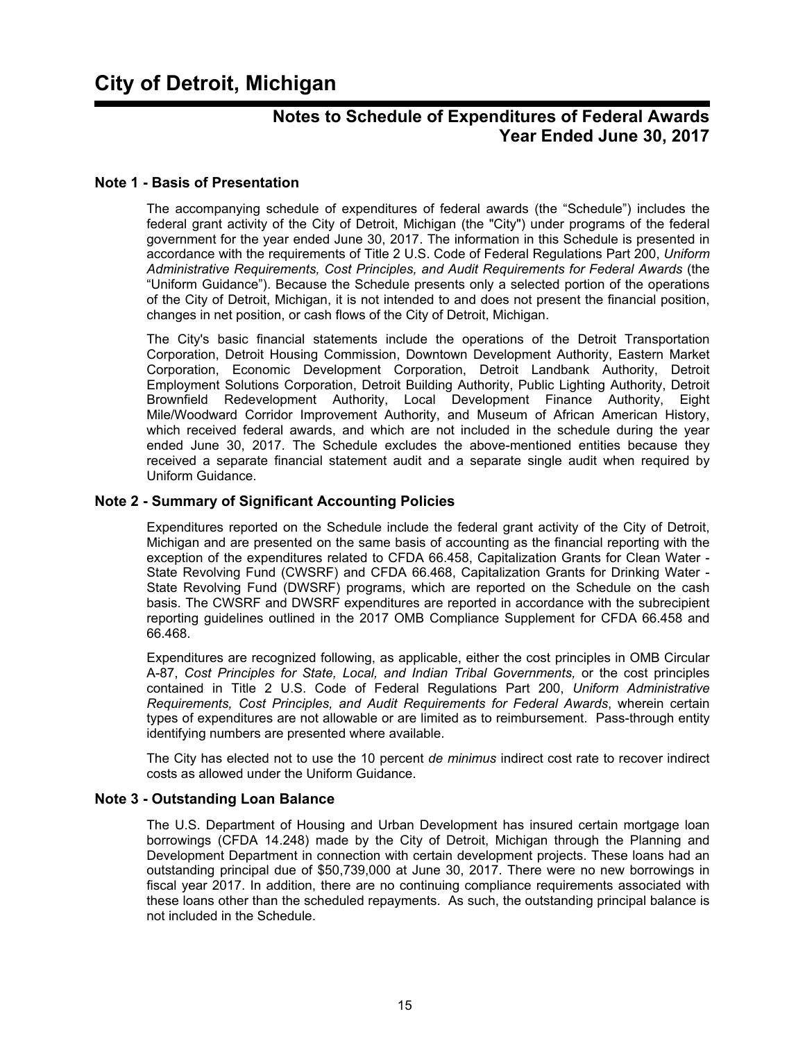# City of Detroit, Michigan

## Notes to Schedule of Expenditures of Federal Awards Year Ended June 30, 2017

### Note 1 - Basis of Presentation

The accompanying schedule of expenditures of federal awards (the "Schedule") includes the federal grant activity of the City of Detroit, Michigan (the "City") under programs of the federal government for the year ended June 30, 2017. The information in this Schedule is presented in accordance with the requirements of Title 2 U.S. Code of Federal Regulations Part 200, *Uniform Administrative Requirements, Cost Principles, and Audit Requirements for Federal Awards* (the "Uniform Guidance"). Because the Schedule presents only a selected portion of the operations of the City of Detroit, Michigan, it is not intended to and does not present the financial position, changes in net position, or cash flows of the City of Detroit, Michigan.

The City's basic financial statements include the operations of the Detroit Transportation Corporation, Detroit Housing Commission, Downtown Development Authority, Eastern Market Corporation, Economic Development Corporation, Detroit Landbank Authority, Detroit Employment Solutions Corporation, Detroit Building Authority, Public Lighting Authority, Detroit Brownfield Redevelopment Authority, Local Development Finance Authority, Eight Mile/Woodward Corridor Improvement Authority, and Museum of African American History, which received federal awards, and which are not included in the schedule during the year ended June 30, 2017. The Schedule excludes the above-mentioned entities because they received a separate financial statement audit and a separate single audit when required by Uniform Guidance.

### Note 2 - Summary of Significant Accounting Policies

Expenditures reported on the Schedule include the federal grant activity of the City of Detroit, Michigan and are presented on the same basis of accounting as the financial reporting with the exception of the expenditures related to CFDA 66.458, Capitalization Grants for Clean Water - State Revolving Fund (CWSRF) and CFDA 66.468, Capitalization Grants for Drinking Water - State Revolving Fund (DWSRF) programs, which are reported on the Schedule on the cash basis. The CWSRF and DWSRF expenditures are reported in accordance with the subrecipient reporting guidelines outlined in the 2017 OMB Compliance Supplement for CFDA 66.458 and 66.468.

Expenditures are recognized following, as applicable, either the cost principles in OMB Circular A-87, *Cost Principles for State, Local, and Indian Tribal Governments,* or the cost principles contained in Title 2 U.S. Code of Federal Regulations Part 200, *Uniform Administrative Requirements, Cost Principles, and Audit Requirements for Federal Awards*, wherein certain types of expenditures are not allowable or are limited as to reimbursement. Pass-through entity identifying numbers are presented where available.

The City has elected not to use the 10 percent *de minimus* indirect cost rate to recover indirect costs as allowed under the Uniform Guidance.

### Note 3 - Outstanding Loan Balance

The U.S. Department of Housing and Urban Development has insured certain mortgage loan borrowings (CFDA 14.248) made by the City of Detroit, Michigan through the Planning and Development Department in connection with certain development projects. These loans had an outstanding principal due of $50,739,000 at June 30, 2017. There were no new borrowings in fiscal year 2017. In addition, there are no continuing compliance requirements associated with these loans other than the scheduled repayments. As such, the outstanding principal balance is not included in the Schedule.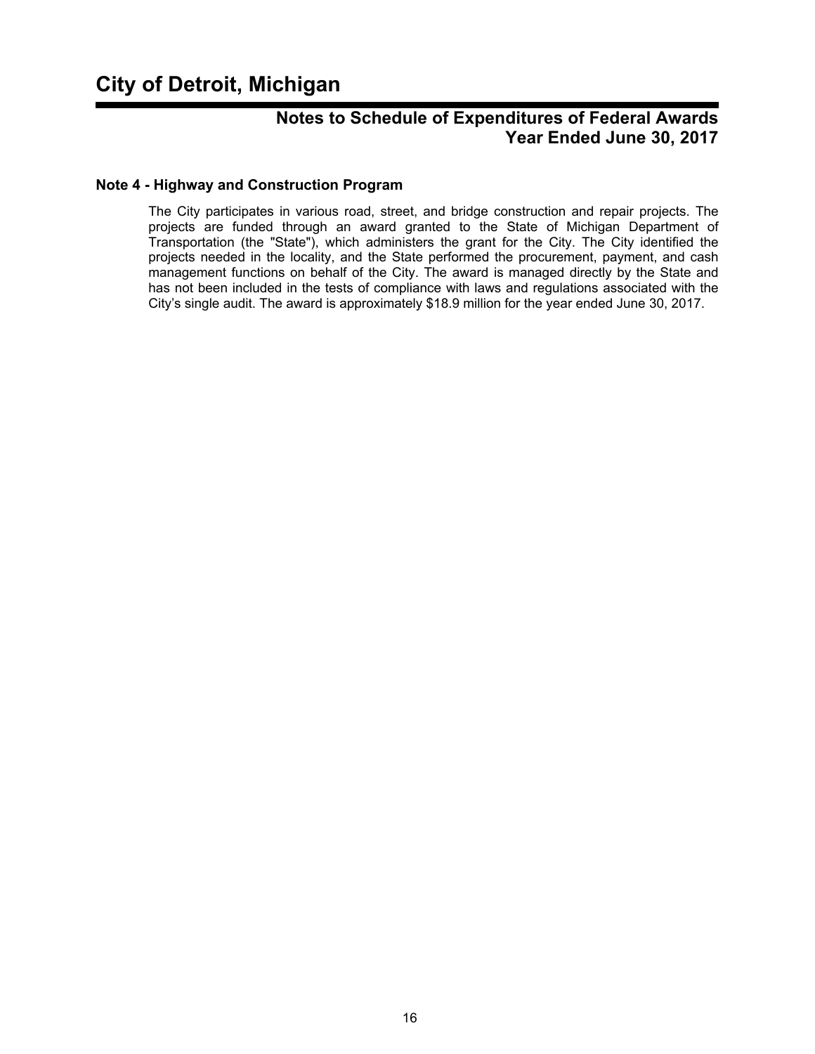# City of Detroit, Michigan

## Notes to Schedule of Expenditures of Federal Awards Year Ended June 30, 2017

### Note 4 - Highway and Construction Program

The City participates in various road, street, and bridge construction and repair projects. The projects are funded through an award granted to the State of Michigan Department of Transportation (the "State"), which administers the grant for the City. The City identified the projects needed in the locality, and the State performed the procurement, payment, and cash management functions on behalf of the City. The award is managed directly by the State and has not been included in the tests of compliance with laws and regulations associated with the City's single audit. The award is approximately $18.9 million for the year ended June 30, 2017.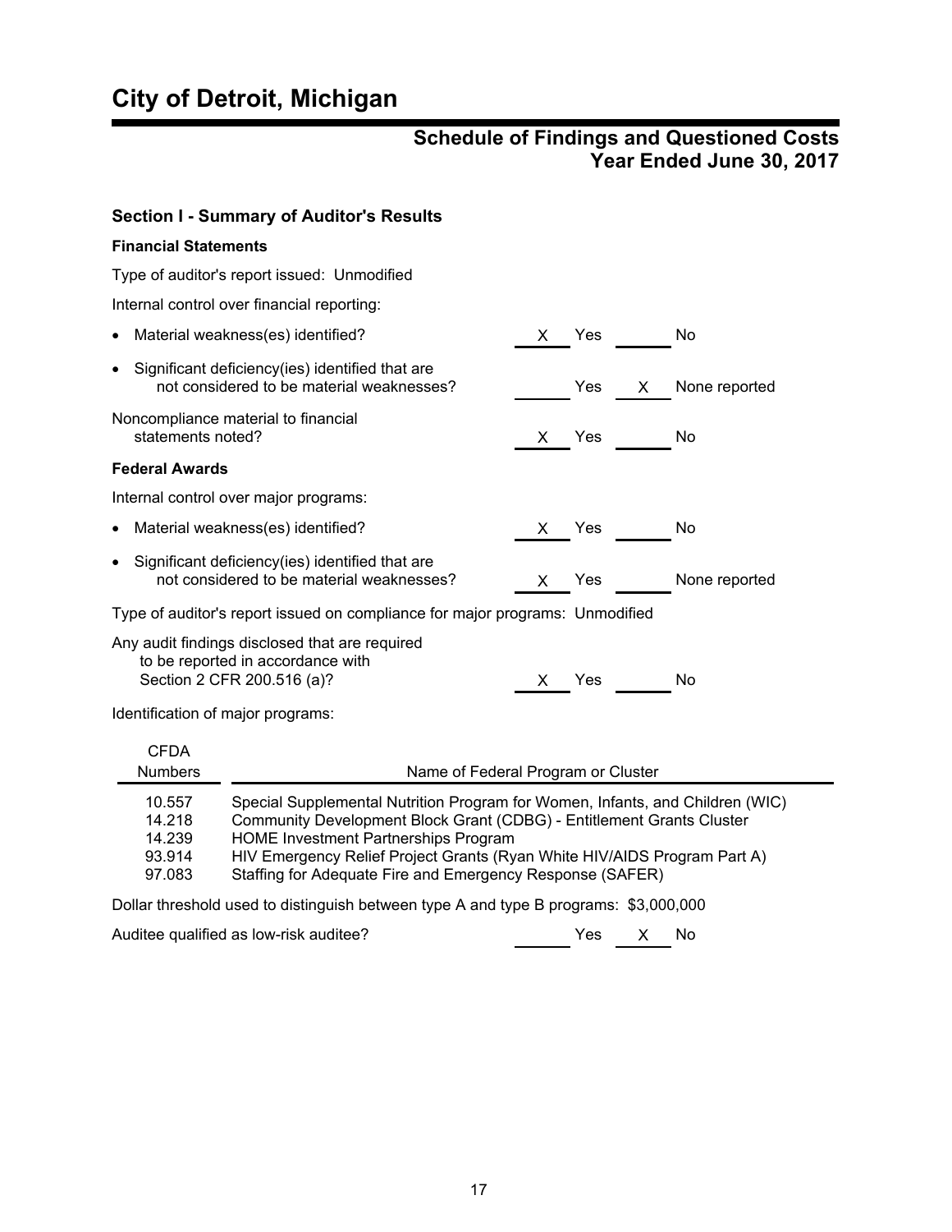# City of Detroit, Michigan

## Schedule of Findings and Questioned Costs
## Year Ended June 30, 2017

### Section I - Summary of Auditor's Results

**Financial Statements**

Type of auditor's report issued: Unmodified

Internal control over financial reporting:

- Material weakness(es) identified? &nbsp;&nbsp; X Yes ____ No
- Significant deficiency(ies) identified that are not considered to be material weaknesses? &nbsp;&nbsp; ____ Yes X None reported

Noncompliance material to financial statements noted? &nbsp;&nbsp; X Yes ____ No

**Federal Awards**

Internal control over major programs:

- Material weakness(es) identified? &nbsp;&nbsp; X Yes ____ No
- Significant deficiency(ies) identified that are not considered to be material weaknesses? &nbsp;&nbsp; X Yes ____ None reported

Type of auditor's report issued on compliance for major programs: Unmodified

Any audit findings disclosed that are required to be reported in accordance with Section 2 CFR 200.516 (a)? &nbsp;&nbsp; X Yes ____ No

Identification of major programs:

| CFDA Numbers | Name of Federal Program or Cluster |
|---|---|
| 10.557 | Special Supplemental Nutrition Program for Women, Infants, and Children (WIC) |
| 14.218 | Community Development Block Grant (CDBG) - Entitlement Grants Cluster |
| 14.239 | HOME Investment Partnerships Program |
| 93.914 | HIV Emergency Relief Project Grants (Ryan White HIV/AIDS Program Part A) |
| 97.083 | Staffing for Adequate Fire and Emergency Response (SAFER) |

Dollar threshold used to distinguish between type A and type B programs: $3,000,000

Auditee qualified as low-risk auditee? &nbsp;&nbsp; ____ Yes X No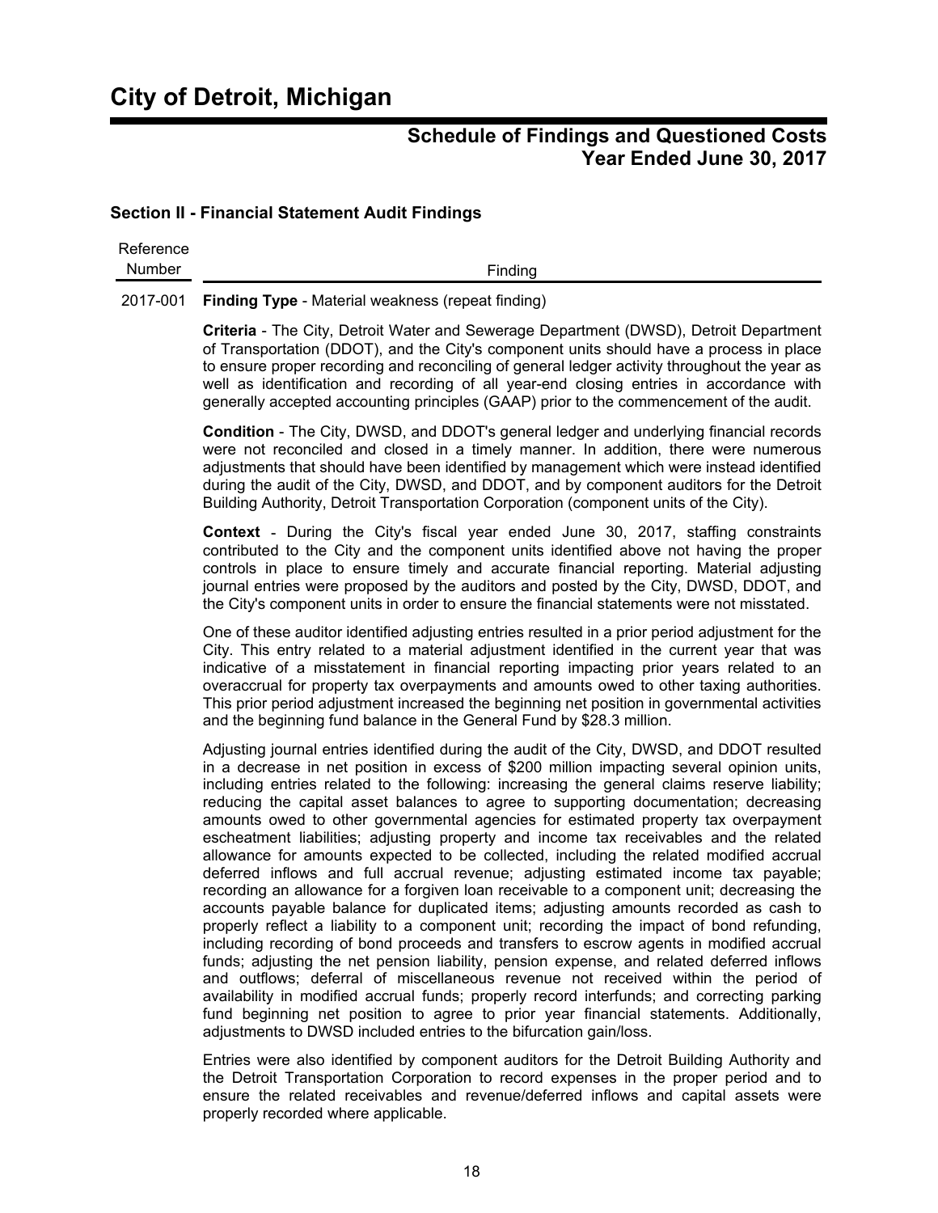# City of Detroit, Michigan

## Schedule of Findings and Questioned Costs
## Year Ended June 30, 2017

### Section II - Financial Statement Audit Findings

| Reference Number | Finding |
|---|---|
| 2017-001 | **Finding Type** - Material weakness (repeat finding) |

**Criteria** - The City, Detroit Water and Sewerage Department (DWSD), Detroit Department of Transportation (DDOT), and the City's component units should have a process in place to ensure proper recording and reconciling of general ledger activity throughout the year as well as identification and recording of all year-end closing entries in accordance with generally accepted accounting principles (GAAP) prior to the commencement of the audit.

**Condition** - The City, DWSD, and DDOT's general ledger and underlying financial records were not reconciled and closed in a timely manner. In addition, there were numerous adjustments that should have been identified by management which were instead identified during the audit of the City, DWSD, and DDOT, and by component auditors for the Detroit Building Authority, Detroit Transportation Corporation (component units of the City).

**Context** - During the City's fiscal year ended June 30, 2017, staffing constraints contributed to the City and the component units identified above not having the proper controls in place to ensure timely and accurate financial reporting. Material adjusting journal entries were proposed by the auditors and posted by the City, DWSD, DDOT, and the City's component units in order to ensure the financial statements were not misstated.

One of these auditor identified adjusting entries resulted in a prior period adjustment for the City. This entry related to a material adjustment identified in the current year that was indicative of a misstatement in financial reporting impacting prior years related to an overaccrual for property tax overpayments and amounts owed to other taxing authorities. This prior period adjustment increased the beginning net position in governmental activities and the beginning fund balance in the General Fund by $28.3 million.

Adjusting journal entries identified during the audit of the City, DWSD, and DDOT resulted in a decrease in net position in excess of $200 million impacting several opinion units, including entries related to the following: increasing the general claims reserve liability; reducing the capital asset balances to agree to supporting documentation; decreasing amounts owed to other governmental agencies for estimated property tax overpayment escheatment liabilities; adjusting property and income tax receivables and the related allowance for amounts expected to be collected, including the related modified accrual deferred inflows and full accrual revenue; adjusting estimated income tax payable; recording an allowance for a forgiven loan receivable to a component unit; decreasing the accounts payable balance for duplicated items; adjusting amounts recorded as cash to properly reflect a liability to a component unit; recording the impact of bond refunding, including recording of bond proceeds and transfers to escrow agents in modified accrual funds; adjusting the net pension liability, pension expense, and related deferred inflows and outflows; deferral of miscellaneous revenue not received within the period of availability in modified accrual funds; properly record interfunds; and correcting parking fund beginning net position to agree to prior year financial statements. Additionally, adjustments to DWSD included entries to the bifurcation gain/loss.

Entries were also identified by component auditors for the Detroit Building Authority and the Detroit Transportation Corporation to record expenses in the proper period and to ensure the related receivables and revenue/deferred inflows and capital assets were properly recorded where applicable.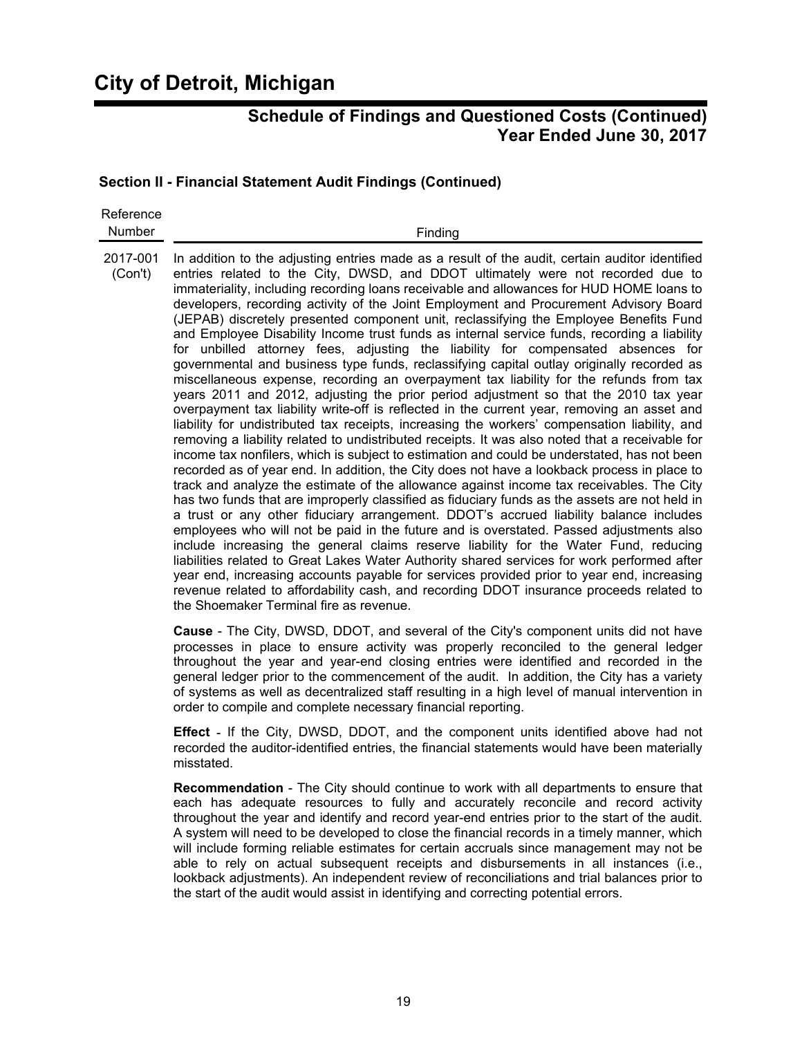# City of Detroit, Michigan

## Schedule of Findings and Questioned Costs (Continued) Year Ended June 30, 2017

### Section II - Financial Statement Audit Findings (Continued)

| Reference Number | Finding |
|---|---|
| 2017-001 (Con't) | In addition to the adjusting entries made as a result of the audit, certain auditor identified entries related to the City, DWSD, and DDOT ultimately were not recorded due to immateriality, including recording loans receivable and allowances for HUD HOME loans to developers, recording activity of the Joint Employment and Procurement Advisory Board (JEPAB) discretely presented component unit, reclassifying the Employee Benefits Fund and Employee Disability Income trust funds as internal service funds, recording a liability for unbilled attorney fees, adjusting the liability for compensated absences for governmental and business type funds, reclassifying capital outlay originally recorded as miscellaneous expense, recording an overpayment tax liability for the refunds from tax years 2011 and 2012, adjusting the prior period adjustment so that the 2010 tax year overpayment tax liability write-off is reflected in the current year, removing an asset and liability for undistributed tax receipts, increasing the workers' compensation liability, and removing a liability related to undistributed receipts. It was also noted that a receivable for income tax nonfilers, which is subject to estimation and could be understated, has not been recorded as of year end. In addition, the City does not have a lookback process in place to track and analyze the estimate of the allowance against income tax receivables. The City has two funds that are improperly classified as fiduciary funds as the assets are not held in a trust or any other fiduciary arrangement. DDOT's accrued liability balance includes employees who will not be paid in the future and is overstated. Passed adjustments also include increasing the general claims reserve liability for the Water Fund, reducing liabilities related to Great Lakes Water Authority shared services for work performed after year end, increasing accounts payable for services provided prior to year end, increasing revenue related to affordability cash, and recording DDOT insurance proceeds related to the Shoemaker Terminal fire as revenue. |

**Cause** - The City, DWSD, DDOT, and several of the City's component units did not have processes in place to ensure activity was properly reconciled to the general ledger throughout the year and year-end closing entries were identified and recorded in the general ledger prior to the commencement of the audit. In addition, the City has a variety of systems as well as decentralized staff resulting in a high level of manual intervention in order to compile and complete necessary financial reporting.

**Effect** - If the City, DWSD, DDOT, and the component units identified above had not recorded the auditor-identified entries, the financial statements would have been materially misstated.

**Recommendation** - The City should continue to work with all departments to ensure that each has adequate resources to fully and accurately reconcile and record activity throughout the year and identify and record year-end entries prior to the start of the audit. A system will need to be developed to close the financial records in a timely manner, which will include forming reliable estimates for certain accruals since management may not be able to rely on actual subsequent receipts and disbursements in all instances (i.e., lookback adjustments). An independent review of reconciliations and trial balances prior to the start of the audit would assist in identifying and correcting potential errors.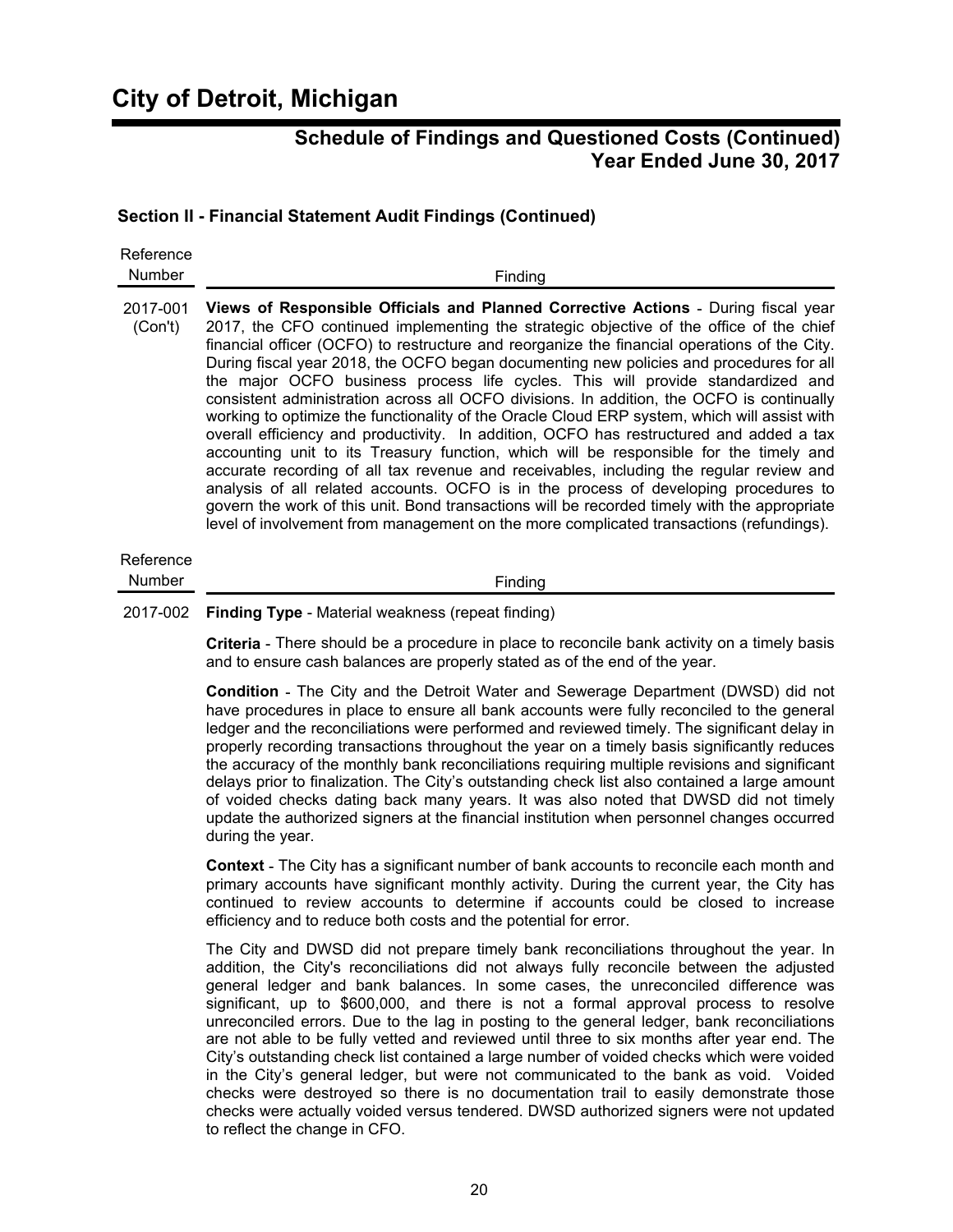# City of Detroit, Michigan

## Schedule of Findings and Questioned Costs (Continued)
## Year Ended June 30, 2017

### Section II - Financial Statement Audit Findings (Continued)

| Reference Number | Finding |
|---|---|
| 2017-001 (Con't) | **Views of Responsible Officials and Planned Corrective Actions** - During fiscal year 2017, the CFO continued implementing the strategic objective of the office of the chief financial officer (OCFO) to restructure and reorganize the financial operations of the City. During fiscal year 2018, the OCFO began documenting new policies and procedures for all the major OCFO business process life cycles. This will provide standardized and consistent administration across all OCFO divisions. In addition, the OCFO is continually working to optimize the functionality of the Oracle Cloud ERP system, which will assist with overall efficiency and productivity. In addition, OCFO has restructured and added a tax accounting unit to its Treasury function, which will be responsible for the timely and accurate recording of all tax revenue and receivables, including the regular review and analysis of all related accounts. OCFO is in the process of developing procedures to govern the work of this unit. Bond transactions will be recorded timely with the appropriate level of involvement from management on the more complicated transactions (refundings). |

| Reference Number | Finding |
|---|---|
| 2017-002 | **Finding Type** - Material weakness (repeat finding) |

**Criteria** - There should be a procedure in place to reconcile bank activity on a timely basis and to ensure cash balances are properly stated as of the end of the year.

**Condition** - The City and the Detroit Water and Sewerage Department (DWSD) did not have procedures in place to ensure all bank accounts were fully reconciled to the general ledger and the reconciliations were performed and reviewed timely. The significant delay in properly recording transactions throughout the year on a timely basis significantly reduces the accuracy of the monthly bank reconciliations requiring multiple revisions and significant delays prior to finalization. The City's outstanding check list also contained a large amount of voided checks dating back many years. It was also noted that DWSD did not timely update the authorized signers at the financial institution when personnel changes occurred during the year.

**Context** - The City has a significant number of bank accounts to reconcile each month and primary accounts have significant monthly activity. During the current year, the City has continued to review accounts to determine if accounts could be closed to increase efficiency and to reduce both costs and the potential for error.

The City and DWSD did not prepare timely bank reconciliations throughout the year. In addition, the City's reconciliations did not always fully reconcile between the adjusted general ledger and bank balances. In some cases, the unreconciled difference was significant, up to $600,000, and there is not a formal approval process to resolve unreconciled errors. Due to the lag in posting to the general ledger, bank reconciliations are not able to be fully vetted and reviewed until three to six months after year end. The City's outstanding check list contained a large number of voided checks which were voided in the City's general ledger, but were not communicated to the bank as void. Voided checks were destroyed so there is no documentation trail to easily demonstrate those checks were actually voided versus tendered. DWSD authorized signers were not updated to reflect the change in CFO.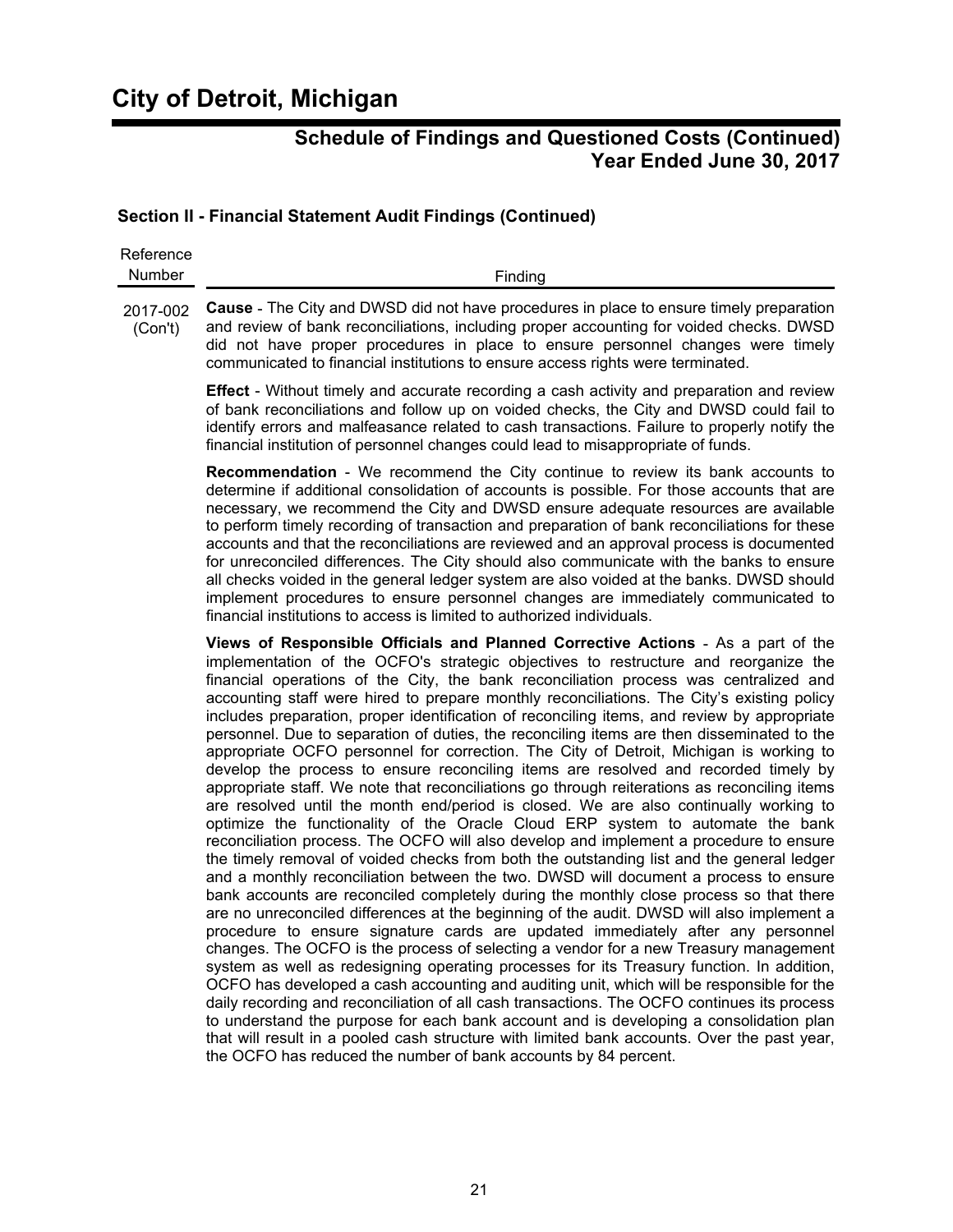# City of Detroit, Michigan

## Schedule of Findings and Questioned Costs (Continued)
## Year Ended June 30, 2017

### Section II - Financial Statement Audit Findings (Continued)

| Reference Number | Finding |
|---|---|
| 2017-002 (Con't) | **Cause** - The City and DWSD did not have procedures in place to ensure timely preparation and review of bank reconciliations, including proper accounting for voided checks. DWSD did not have proper procedures in place to ensure personnel changes were timely communicated to financial institutions to ensure access rights were terminated. |

**Effect** - Without timely and accurate recording a cash activity and preparation and review of bank reconciliations and follow up on voided checks, the City and DWSD could fail to identify errors and malfeasance related to cash transactions. Failure to properly notify the financial institution of personnel changes could lead to misappropriate of funds.

**Recommendation** - We recommend the City continue to review its bank accounts to determine if additional consolidation of accounts is possible. For those accounts that are necessary, we recommend the City and DWSD ensure adequate resources are available to perform timely recording of transaction and preparation of bank reconciliations for these accounts and that the reconciliations are reviewed and an approval process is documented for unreconciled differences. The City should also communicate with the banks to ensure all checks voided in the general ledger system are also voided at the banks. DWSD should implement procedures to ensure personnel changes are immediately communicated to financial institutions to access is limited to authorized individuals.

**Views of Responsible Officials and Planned Corrective Actions** - As a part of the implementation of the OCFO's strategic objectives to restructure and reorganize the financial operations of the City, the bank reconciliation process was centralized and accounting staff were hired to prepare monthly reconciliations. The City's existing policy includes preparation, proper identification of reconciling items, and review by appropriate personnel. Due to separation of duties, the reconciling items are then disseminated to the appropriate OCFO personnel for correction. The City of Detroit, Michigan is working to develop the process to ensure reconciling items are resolved and recorded timely by appropriate staff. We note that reconciliations go through reiterations as reconciling items are resolved until the month end/period is closed. We are also continually working to optimize the functionality of the Oracle Cloud ERP system to automate the bank reconciliation process. The OCFO will also develop and implement a procedure to ensure the timely removal of voided checks from both the outstanding list and the general ledger and a monthly reconciliation between the two. DWSD will document a process to ensure bank accounts are reconciled completely during the monthly close process so that there are no unreconciled differences at the beginning of the audit. DWSD will also implement a procedure to ensure signature cards are updated immediately after any personnel changes. The OCFO is the process of selecting a vendor for a new Treasury management system as well as redesigning operating processes for its Treasury function. In addition, OCFO has developed a cash accounting and auditing unit, which will be responsible for the daily recording and reconciliation of all cash transactions. The OCFO continues its process to understand the purpose for each bank account and is developing a consolidation plan that will result in a pooled cash structure with limited bank accounts. Over the past year, the OCFO has reduced the number of bank accounts by 84 percent.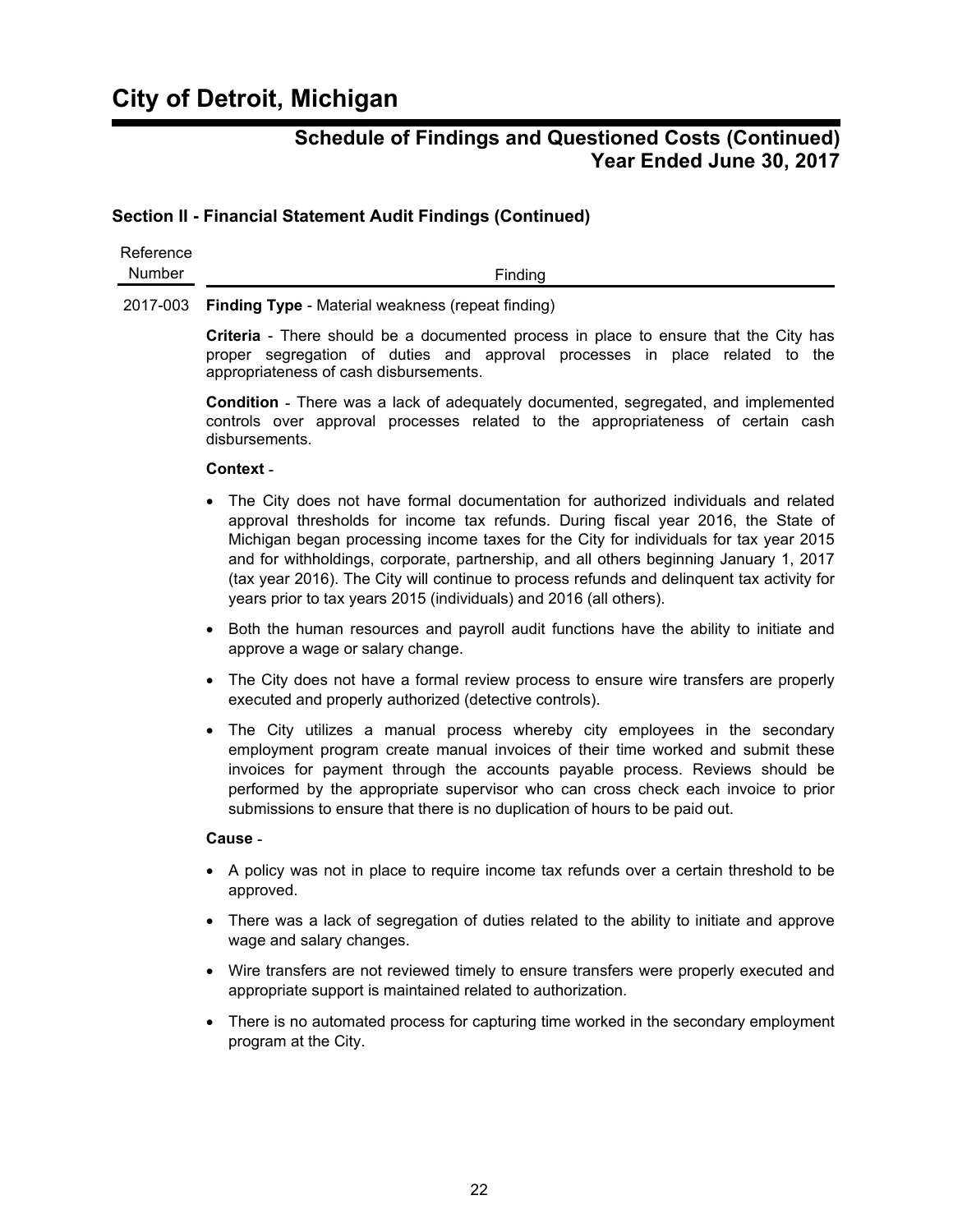# City of Detroit, Michigan

## Schedule of Findings and Questioned Costs (Continued) Year Ended June 30, 2017

### Section II - Financial Statement Audit Findings (Continued)

| Reference Number | Finding |
|---|---|
| 2017-003 | **Finding Type** - Material weakness (repeat finding) |

**Criteria** - There should be a documented process in place to ensure that the City has proper segregation of duties and approval processes in place related to the appropriateness of cash disbursements.

**Condition** - There was a lack of adequately documented, segregated, and implemented controls over approval processes related to the appropriateness of certain cash disbursements.

**Context** -

- The City does not have formal documentation for authorized individuals and related approval thresholds for income tax refunds. During fiscal year 2016, the State of Michigan began processing income taxes for the City for individuals for tax year 2015 and for withholdings, corporate, partnership, and all others beginning January 1, 2017 (tax year 2016). The City will continue to process refunds and delinquent tax activity for years prior to tax years 2015 (individuals) and 2016 (all others).
- Both the human resources and payroll audit functions have the ability to initiate and approve a wage or salary change.
- The City does not have a formal review process to ensure wire transfers are properly executed and properly authorized (detective controls).
- The City utilizes a manual process whereby city employees in the secondary employment program create manual invoices of their time worked and submit these invoices for payment through the accounts payable process. Reviews should be performed by the appropriate supervisor who can cross check each invoice to prior submissions to ensure that there is no duplication of hours to be paid out.

**Cause** -

- A policy was not in place to require income tax refunds over a certain threshold to be approved.
- There was a lack of segregation of duties related to the ability to initiate and approve wage and salary changes.
- Wire transfers are not reviewed timely to ensure transfers were properly executed and appropriate support is maintained related to authorization.
- There is no automated process for capturing time worked in the secondary employment program at the City.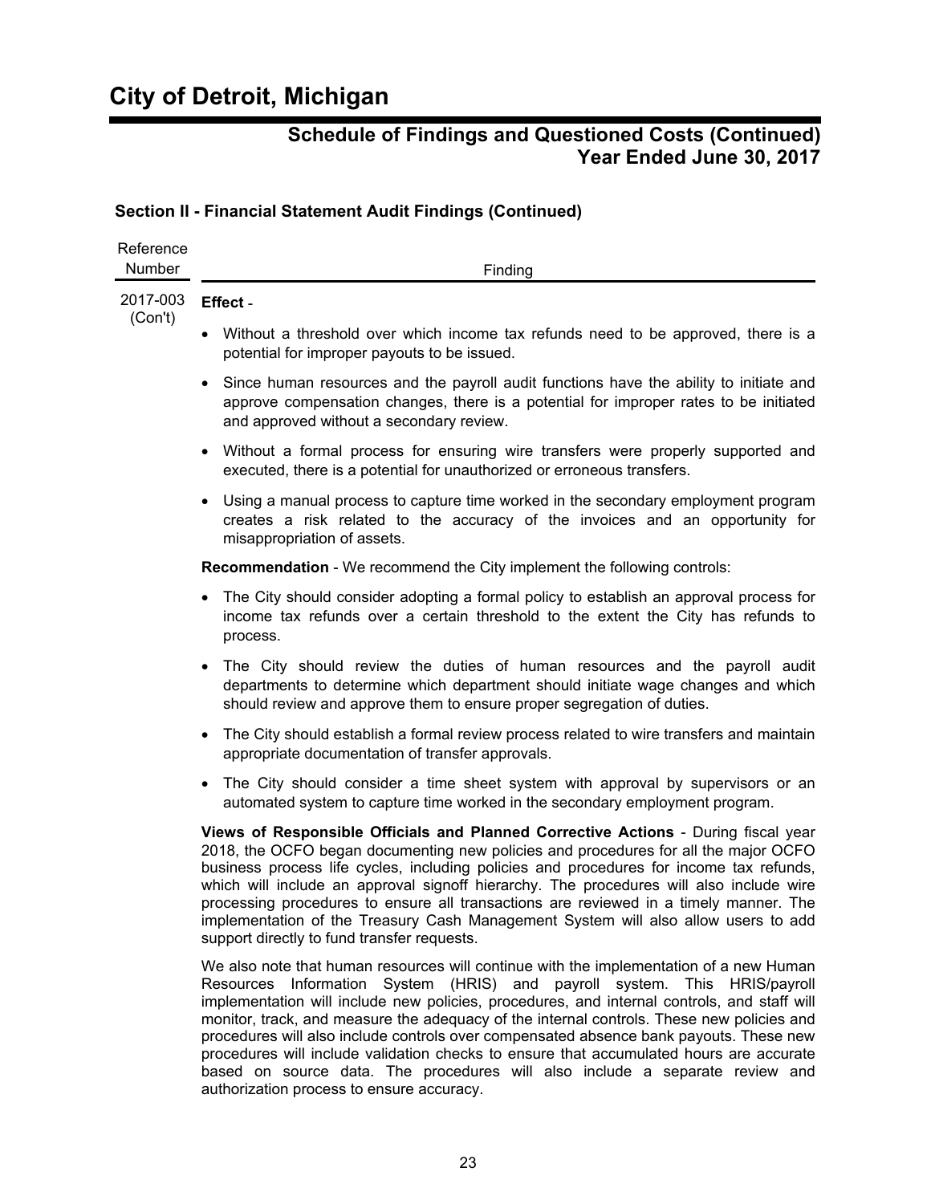# City of Detroit, Michigan

## Schedule of Findings and Questioned Costs (Continued)
## Year Ended June 30, 2017

### Section II - Financial Statement Audit Findings (Continued)

| Reference Number | Finding |
|---|---|
| 2017-003 (Con't) | **Effect** - |

- Without a threshold over which income tax refunds need to be approved, there is a potential for improper payouts to be issued.
- Since human resources and the payroll audit functions have the ability to initiate and approve compensation changes, there is a potential for improper rates to be initiated and approved without a secondary review.
- Without a formal process for ensuring wire transfers were properly supported and executed, there is a potential for unauthorized or erroneous transfers.
- Using a manual process to capture time worked in the secondary employment program creates a risk related to the accuracy of the invoices and an opportunity for misappropriation of assets.

**Recommendation** - We recommend the City implement the following controls:

- The City should consider adopting a formal policy to establish an approval process for income tax refunds over a certain threshold to the extent the City has refunds to process.
- The City should review the duties of human resources and the payroll audit departments to determine which department should initiate wage changes and which should review and approve them to ensure proper segregation of duties.
- The City should establish a formal review process related to wire transfers and maintain appropriate documentation of transfer approvals.
- The City should consider a time sheet system with approval by supervisors or an automated system to capture time worked in the secondary employment program.

**Views of Responsible Officials and Planned Corrective Actions** - During fiscal year 2018, the OCFO began documenting new policies and procedures for all the major OCFO business process life cycles, including policies and procedures for income tax refunds, which will include an approval signoff hierarchy. The procedures will also include wire processing procedures to ensure all transactions are reviewed in a timely manner. The implementation of the Treasury Cash Management System will also allow users to add support directly to fund transfer requests.

We also note that human resources will continue with the implementation of a new Human Resources Information System (HRIS) and payroll system. This HRIS/payroll implementation will include new policies, procedures, and internal controls, and staff will monitor, track, and measure the adequacy of the internal controls. These new policies and procedures will also include controls over compensated absence bank payouts. These new procedures will include validation checks to ensure that accumulated hours are accurate based on source data. The procedures will also include a separate review and authorization process to ensure accuracy.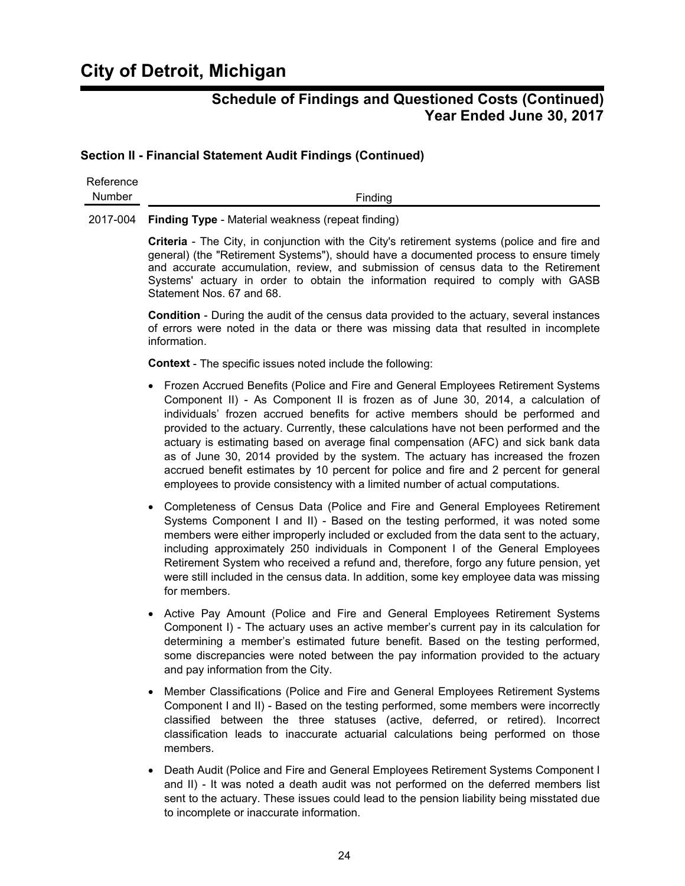# City of Detroit, Michigan

## Schedule of Findings and Questioned Costs (Continued) Year Ended June 30, 2017

### Section II - Financial Statement Audit Findings (Continued)

| Reference Number | Finding |
|---|---|
| 2017-004 | **Finding Type** - Material weakness (repeat finding) |

**Criteria** - The City, in conjunction with the City's retirement systems (police and fire and general) (the "Retirement Systems"), should have a documented process to ensure timely and accurate accumulation, review, and submission of census data to the Retirement Systems' actuary in order to obtain the information required to comply with GASB Statement Nos. 67 and 68.

**Condition** - During the audit of the census data provided to the actuary, several instances of errors were noted in the data or there was missing data that resulted in incomplete information.

**Context** - The specific issues noted include the following:

- Frozen Accrued Benefits (Police and Fire and General Employees Retirement Systems Component II) - As Component II is frozen as of June 30, 2014, a calculation of individuals' frozen accrued benefits for active members should be performed and provided to the actuary. Currently, these calculations have not been performed and the actuary is estimating based on average final compensation (AFC) and sick bank data as of June 30, 2014 provided by the system. The actuary has increased the frozen accrued benefit estimates by 10 percent for police and fire and 2 percent for general employees to provide consistency with a limited number of actual computations.

- Completeness of Census Data (Police and Fire and General Employees Retirement Systems Component I and II) - Based on the testing performed, it was noted some members were either improperly included or excluded from the data sent to the actuary, including approximately 250 individuals in Component I of the General Employees Retirement System who received a refund and, therefore, forgo any future pension, yet were still included in the census data. In addition, some key employee data was missing for members.

- Active Pay Amount (Police and Fire and General Employees Retirement Systems Component I) - The actuary uses an active member's current pay in its calculation for determining a member's estimated future benefit. Based on the testing performed, some discrepancies were noted between the pay information provided to the actuary and pay information from the City.

- Member Classifications (Police and Fire and General Employees Retirement Systems Component I and II) - Based on the testing performed, some members were incorrectly classified between the three statuses (active, deferred, or retired). Incorrect classification leads to inaccurate actuarial calculations being performed on those members.

- Death Audit (Police and Fire and General Employees Retirement Systems Component I and II) - It was noted a death audit was not performed on the deferred members list sent to the actuary. These issues could lead to the pension liability being misstated due to incomplete or inaccurate information.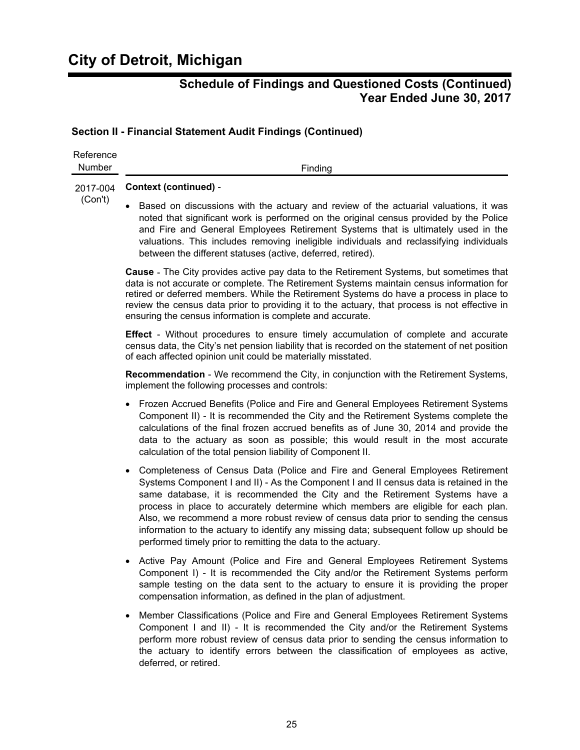# City of Detroit, Michigan

## Schedule of Findings and Questioned Costs (Continued) Year Ended June 30, 2017

### Section II - Financial Statement Audit Findings (Continued)

| Reference Number | Finding |
|---|---|
| 2017-004 (Con't) | **Context (continued)** - |

- Based on discussions with the actuary and review of the actuarial valuations, it was noted that significant work is performed on the original census provided by the Police and Fire and General Employees Retirement Systems that is ultimately used in the valuations. This includes removing ineligible individuals and reclassifying individuals between the different statuses (active, deferred, retired).

**Cause** - The City provides active pay data to the Retirement Systems, but sometimes that data is not accurate or complete. The Retirement Systems maintain census information for retired or deferred members. While the Retirement Systems do have a process in place to review the census data prior to providing it to the actuary, that process is not effective in ensuring the census information is complete and accurate.

**Effect** - Without procedures to ensure timely accumulation of complete and accurate census data, the City's net pension liability that is recorded on the statement of net position of each affected opinion unit could be materially misstated.

**Recommendation** - We recommend the City, in conjunction with the Retirement Systems, implement the following processes and controls:

- Frozen Accrued Benefits (Police and Fire and General Employees Retirement Systems Component II) - It is recommended the City and the Retirement Systems complete the calculations of the final frozen accrued benefits as of June 30, 2014 and provide the data to the actuary as soon as possible; this would result in the most accurate calculation of the total pension liability of Component II.
- Completeness of Census Data (Police and Fire and General Employees Retirement Systems Component I and II) - As the Component I and II census data is retained in the same database, it is recommended the City and the Retirement Systems have a process in place to accurately determine which members are eligible for each plan. Also, we recommend a more robust review of census data prior to sending the census information to the actuary to identify any missing data; subsequent follow up should be performed timely prior to remitting the data to the actuary.
- Active Pay Amount (Police and Fire and General Employees Retirement Systems Component I) - It is recommended the City and/or the Retirement Systems perform sample testing on the data sent to the actuary to ensure it is providing the proper compensation information, as defined in the plan of adjustment.
- Member Classifications (Police and Fire and General Employees Retirement Systems Component I and II) - It is recommended the City and/or the Retirement Systems perform more robust review of census data prior to sending the census information to the actuary to identify errors between the classification of employees as active, deferred, or retired.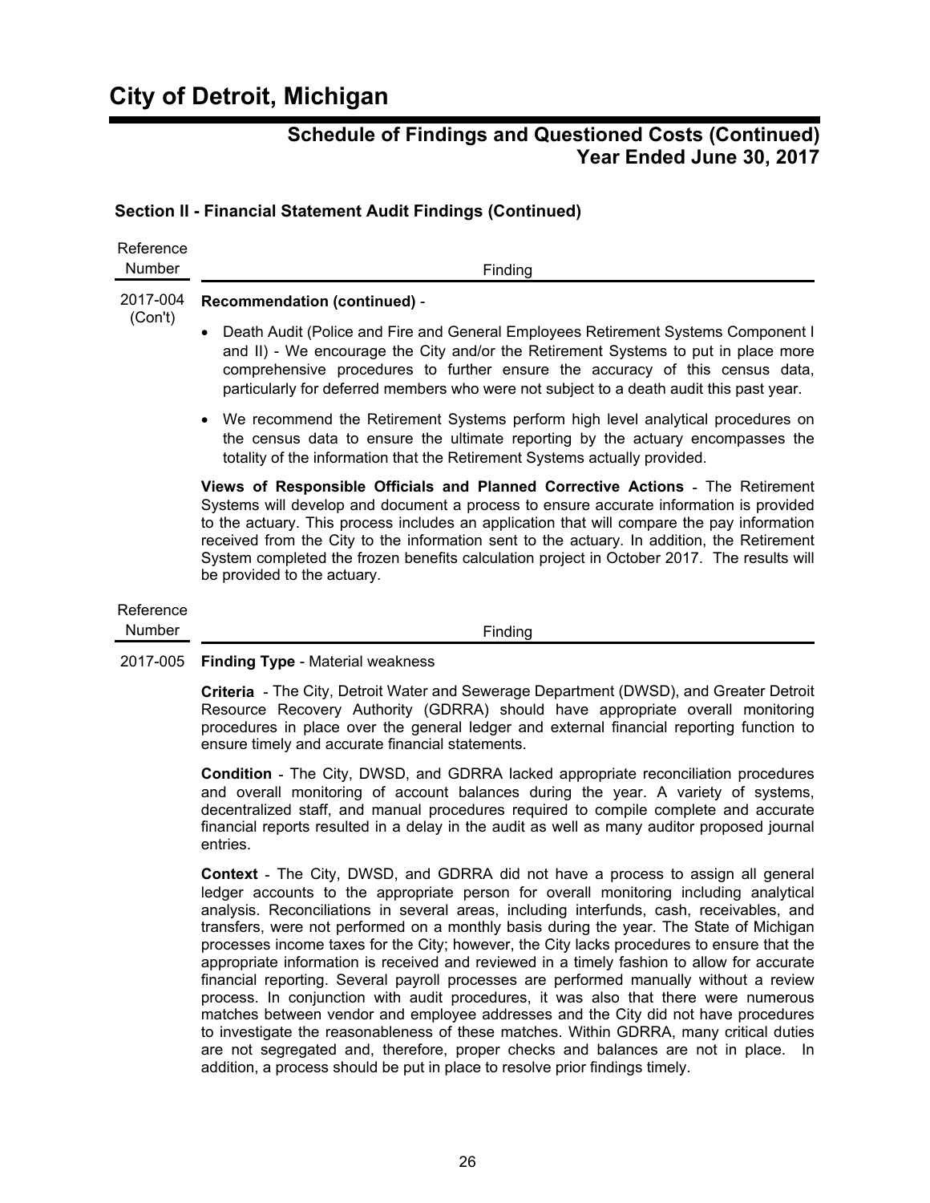## Schedule of Findings and Questioned Costs (Continued)
## Year Ended June 30, 2017

### Section II - Financial Statement Audit Findings (Continued)

| Reference Number | Finding |
| --- | --- |
| 2017-004 (Con't) | **Recommendation (continued)** - |

- Death Audit (Police and Fire and General Employees Retirement Systems Component I and II) - We encourage the City and/or the Retirement Systems to put in place more comprehensive procedures to further ensure the accuracy of this census data, particularly for deferred members who were not subject to a death audit this past year.
- We recommend the Retirement Systems perform high level analytical procedures on the census data to ensure the ultimate reporting by the actuary encompasses the totality of the information that the Retirement Systems actually provided.

**Views of Responsible Officials and Planned Corrective Actions** - The Retirement Systems will develop and document a process to ensure accurate information is provided to the actuary. This process includes an application that will compare the pay information received from the City to the information sent to the actuary. In addition, the Retirement System completed the frozen benefits calculation project in October 2017. The results will be provided to the actuary.

| Reference Number | Finding |
| --- | --- |
| 2017-005 | **Finding Type** - Material weakness |

**Criteria** - The City, Detroit Water and Sewerage Department (DWSD), and Greater Detroit Resource Recovery Authority (GDRRA) should have appropriate overall monitoring procedures in place over the general ledger and external financial reporting function to ensure timely and accurate financial statements.

**Condition** - The City, DWSD, and GDRRA lacked appropriate reconciliation procedures and overall monitoring of account balances during the year. A variety of systems, decentralized staff, and manual procedures required to compile complete and accurate financial reports resulted in a delay in the audit as well as many auditor proposed journal entries.

**Context** - The City, DWSD, and GDRRA did not have a process to assign all general ledger accounts to the appropriate person for overall monitoring including analytical analysis. Reconciliations in several areas, including interfunds, cash, receivables, and transfers, were not performed on a monthly basis during the year. The State of Michigan processes income taxes for the City; however, the City lacks procedures to ensure that the appropriate information is received and reviewed in a timely fashion to allow for accurate financial reporting. Several payroll processes are performed manually without a review process. In conjunction with audit procedures, it was also that there were numerous matches between vendor and employee addresses and the City did not have procedures to investigate the reasonableness of these matches. Within GDRRA, many critical duties are not segregated and, therefore, proper checks and balances are not in place. In addition, a process should be put in place to resolve prior findings timely.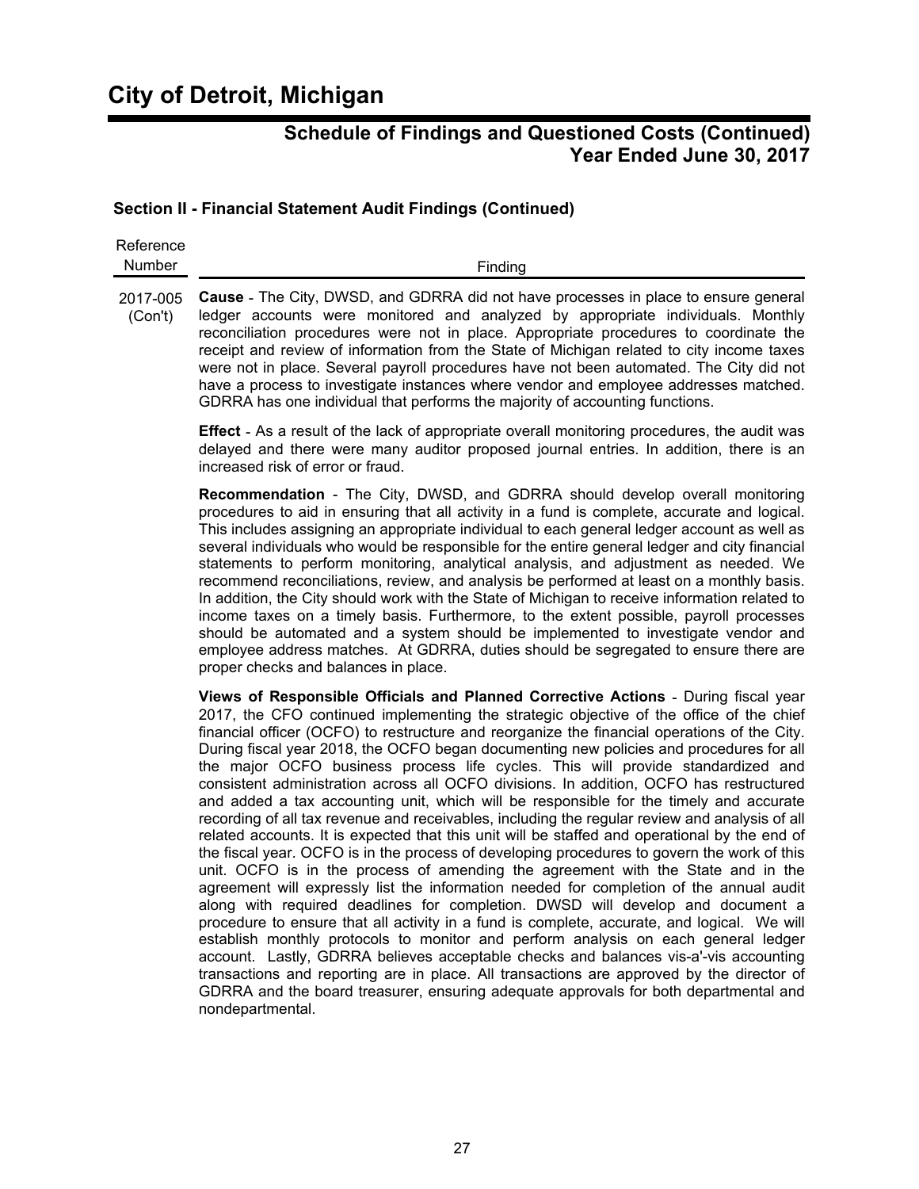## Section II - Financial Statement Audit Findings (Continued)

| Reference Number | Finding |
|---|---|
| 2017-005 (Con't) | **Cause** - The City, DWSD, and GDRRA did not have processes in place to ensure general ledger accounts were monitored and analyzed by appropriate individuals. Monthly reconciliation procedures were not in place. Appropriate procedures to coordinate the receipt and review of information from the State of Michigan related to city income taxes were not in place. Several payroll procedures have not been automated. The City did not have a process to investigate instances where vendor and employee addresses matched. GDRRA has one individual that performs the majority of accounting functions. |

**Effect** - As a result of the lack of appropriate overall monitoring procedures, the audit was delayed and there were many auditor proposed journal entries. In addition, there is an increased risk of error or fraud.

**Recommendation** - The City, DWSD, and GDRRA should develop overall monitoring procedures to aid in ensuring that all activity in a fund is complete, accurate and logical. This includes assigning an appropriate individual to each general ledger account as well as several individuals who would be responsible for the entire general ledger and city financial statements to perform monitoring, analytical analysis, and adjustment as needed. We recommend reconciliations, review, and analysis be performed at least on a monthly basis. In addition, the City should work with the State of Michigan to receive information related to income taxes on a timely basis. Furthermore, to the extent possible, payroll processes should be automated and a system should be implemented to investigate vendor and employee address matches. At GDRRA, duties should be segregated to ensure there are proper checks and balances in place.

**Views of Responsible Officials and Planned Corrective Actions** - During fiscal year 2017, the CFO continued implementing the strategic objective of the office of the chief financial officer (OCFO) to restructure and reorganize the financial operations of the City. During fiscal year 2018, the OCFO began documenting new policies and procedures for all the major OCFO business process life cycles. This will provide standardized and consistent administration across all OCFO divisions. In addition, OCFO has restructured and added a tax accounting unit, which will be responsible for the timely and accurate recording of all tax revenue and receivables, including the regular review and analysis of all related accounts. It is expected that this unit will be staffed and operational by the end of the fiscal year. OCFO is in the process of developing procedures to govern the work of this unit. OCFO is in the process of amending the agreement with the State and in the agreement will expressly list the information needed for completion of the annual audit along with required deadlines for completion. DWSD will develop and document a procedure to ensure that all activity in a fund is complete, accurate, and logical. We will establish monthly protocols to monitor and perform analysis on each general ledger account. Lastly, GDRRA believes acceptable checks and balances vis-a'-vis accounting transactions and reporting are in place. All transactions are approved by the director of GDRRA and the board treasurer, ensuring adequate approvals for both departmental and nondepartmental.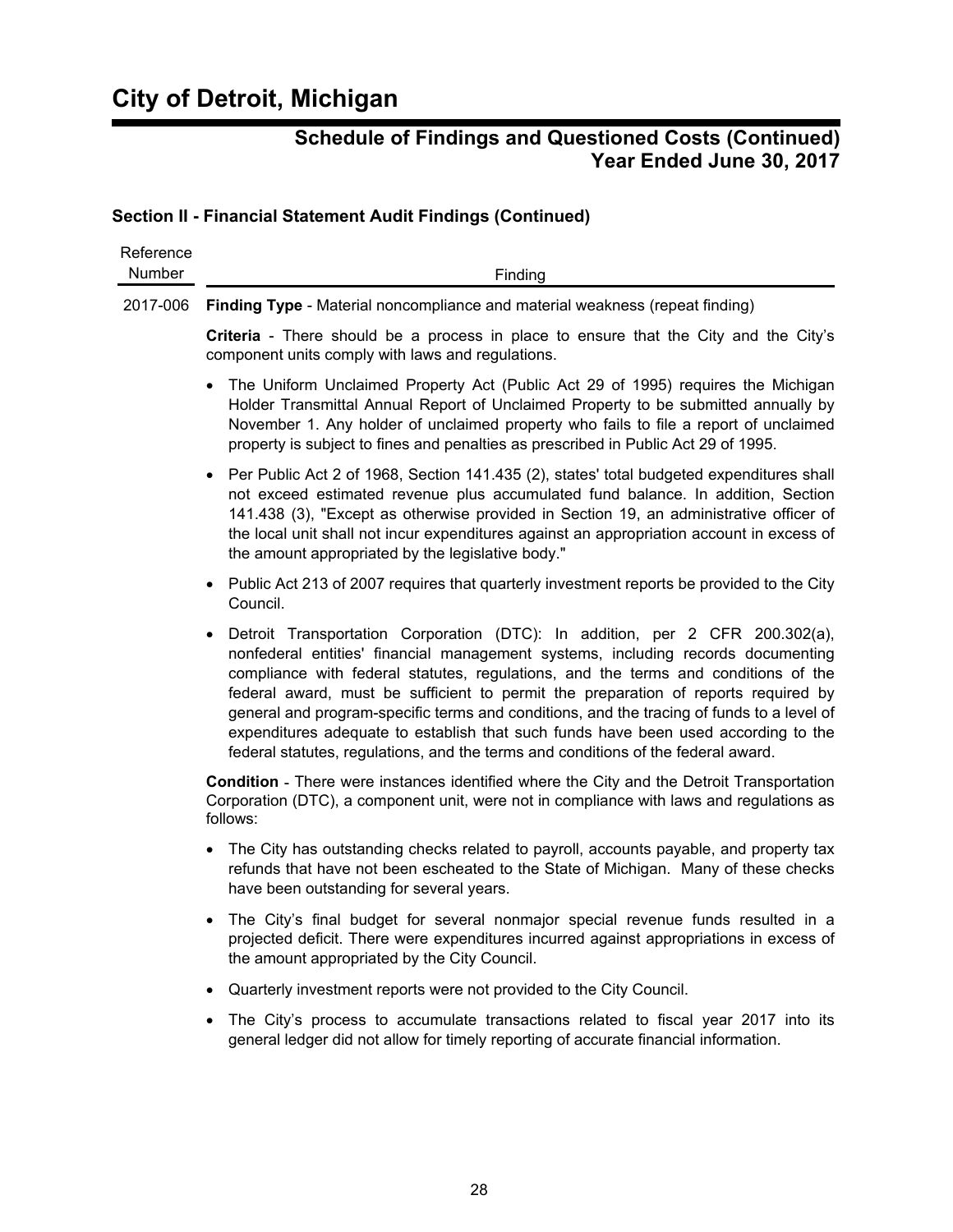## Section II - Financial Statement Audit Findings (Continued)

| Reference Number | Finding |
| --- | --- |
| 2017-006 | **Finding Type** - Material noncompliance and material weakness (repeat finding) |

**Criteria** - There should be a process in place to ensure that the City and the City's component units comply with laws and regulations.

- The Uniform Unclaimed Property Act (Public Act 29 of 1995) requires the Michigan Holder Transmittal Annual Report of Unclaimed Property to be submitted annually by November 1. Any holder of unclaimed property who fails to file a report of unclaimed property is subject to fines and penalties as prescribed in Public Act 29 of 1995.
- Per Public Act 2 of 1968, Section 141.435 (2), states' total budgeted expenditures shall not exceed estimated revenue plus accumulated fund balance. In addition, Section 141.438 (3), "Except as otherwise provided in Section 19, an administrative officer of the local unit shall not incur expenditures against an appropriation account in excess of the amount appropriated by the legislative body."
- Public Act 213 of 2007 requires that quarterly investment reports be provided to the City Council.
- Detroit Transportation Corporation (DTC): In addition, per 2 CFR 200.302(a), nonfederal entities' financial management systems, including records documenting compliance with federal statutes, regulations, and the terms and conditions of the federal award, must be sufficient to permit the preparation of reports required by general and program-specific terms and conditions, and the tracing of funds to a level of expenditures adequate to establish that such funds have been used according to the federal statutes, regulations, and the terms and conditions of the federal award.

**Condition** - There were instances identified where the City and the Detroit Transportation Corporation (DTC), a component unit, were not in compliance with laws and regulations as follows:

- The City has outstanding checks related to payroll, accounts payable, and property tax refunds that have not been escheated to the State of Michigan. Many of these checks have been outstanding for several years.
- The City's final budget for several nonmajor special revenue funds resulted in a projected deficit. There were expenditures incurred against appropriations in excess of the amount appropriated by the City Council.
- Quarterly investment reports were not provided to the City Council.
- The City's process to accumulate transactions related to fiscal year 2017 into its general ledger did not allow for timely reporting of accurate financial information.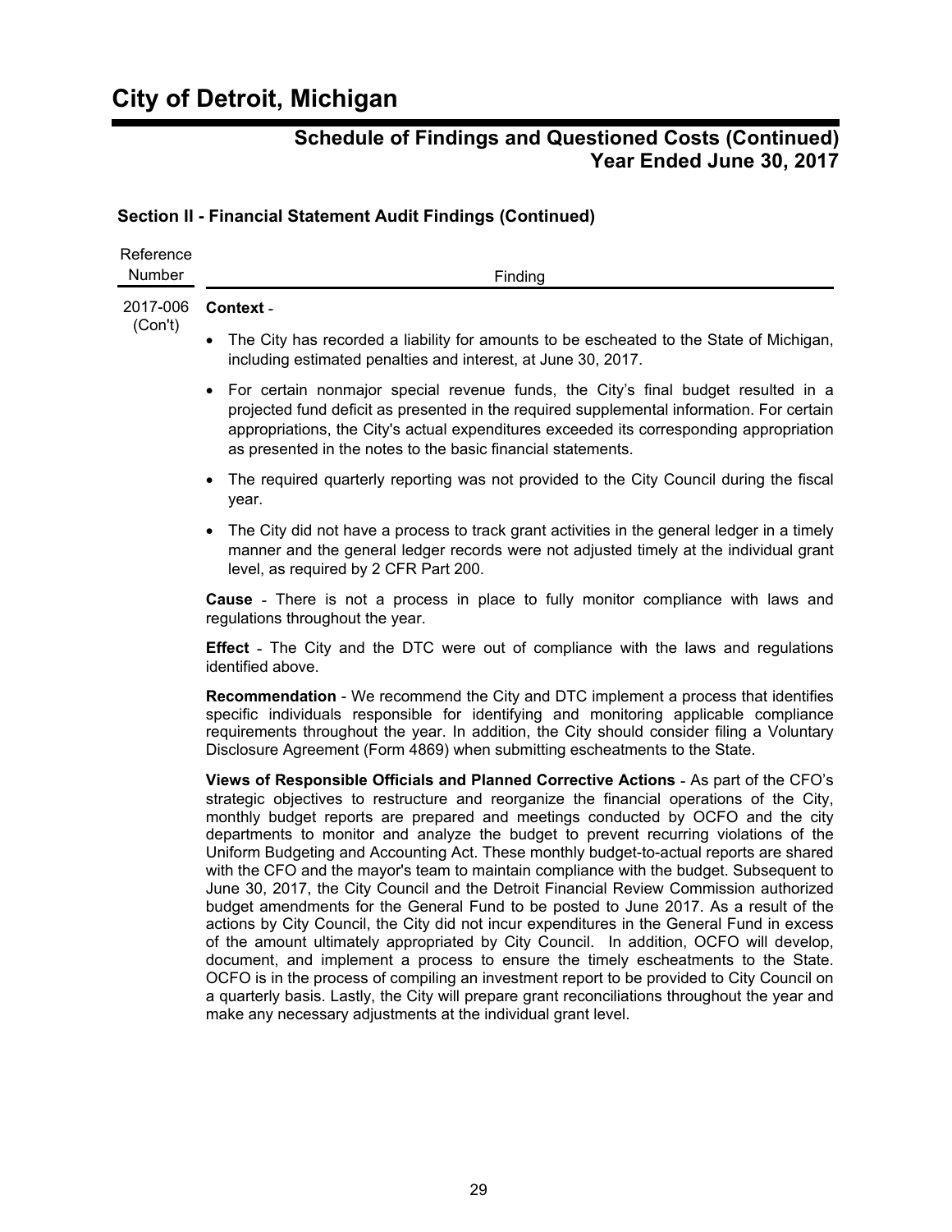# City of Detroit, Michigan

## Schedule of Findings and Questioned Costs (Continued)
## Year Ended June 30, 2017

### Section II - Financial Statement Audit Findings (Continued)

| Reference Number | Finding |
|---|---|
| 2017-006 (Con't) | **Context** - |

- The City has recorded a liability for amounts to be escheated to the State of Michigan, including estimated penalties and interest, at June 30, 2017.
- For certain nonmajor special revenue funds, the City's final budget resulted in a projected fund deficit as presented in the required supplemental information. For certain appropriations, the City's actual expenditures exceeded its corresponding appropriation as presented in the notes to the basic financial statements.
- The required quarterly reporting was not provided to the City Council during the fiscal year.
- The City did not have a process to track grant activities in the general ledger in a timely manner and the general ledger records were not adjusted timely at the individual grant level, as required by 2 CFR Part 200.

**Cause** - There is not a process in place to fully monitor compliance with laws and regulations throughout the year.

**Effect** - The City and the DTC were out of compliance with the laws and regulations identified above.

**Recommendation** - We recommend the City and DTC implement a process that identifies specific individuals responsible for identifying and monitoring applicable compliance requirements throughout the year. In addition, the City should consider filing a Voluntary Disclosure Agreement (Form 4869) when submitting escheatments to the State.

**Views of Responsible Officials and Planned Corrective Actions** - As part of the CFO's strategic objectives to restructure and reorganize the financial operations of the City, monthly budget reports are prepared and meetings conducted by OCFO and the city departments to monitor and analyze the budget to prevent recurring violations of the Uniform Budgeting and Accounting Act. These monthly budget-to-actual reports are shared with the CFO and the mayor's team to maintain compliance with the budget. Subsequent to June 30, 2017, the City Council and the Detroit Financial Review Commission authorized budget amendments for the General Fund to be posted to June 2017. As a result of the actions by City Council, the City did not incur expenditures in the General Fund in excess of the amount ultimately appropriated by City Council. In addition, OCFO will develop, document, and implement a process to ensure the timely escheatments to the State. OCFO is in the process of compiling an investment report to be provided to City Council on a quarterly basis. Lastly, the City will prepare grant reconciliations throughout the year and make any necessary adjustments at the individual grant level.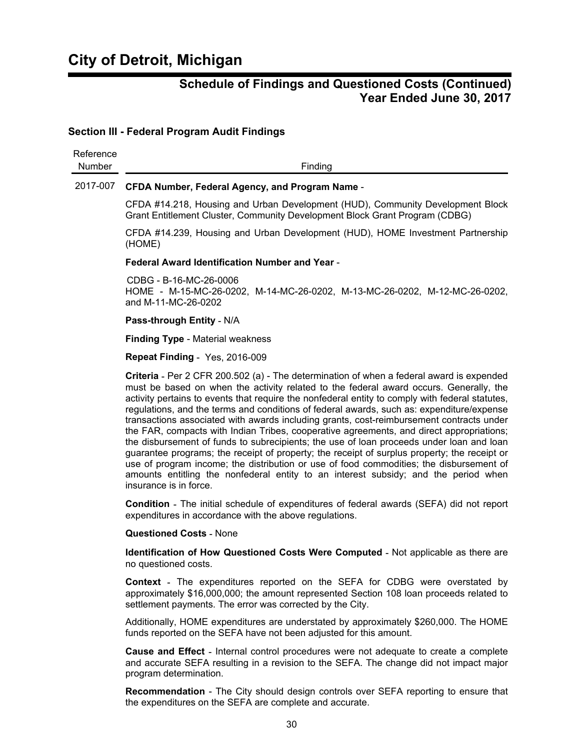# City of Detroit, Michigan

## Schedule of Findings and Questioned Costs (Continued)
## Year Ended June 30, 2017

### Section III - Federal Program Audit Findings

| Reference Number | Finding |
|---|---|
| 2017-007 | **CFDA Number, Federal Agency, and Program Name** - |

CFDA #14.218, Housing and Urban Development (HUD), Community Development Block Grant Entitlement Cluster, Community Development Block Grant Program (CDBG)

CFDA #14.239, Housing and Urban Development (HUD), HOME Investment Partnership (HOME)

**Federal Award Identification Number and Year** -

CDBG - B-16-MC-26-0006
HOME - M-15-MC-26-0202, M-14-MC-26-0202, M-13-MC-26-0202, M-12-MC-26-0202, and M-11-MC-26-0202

**Pass-through Entity** - N/A

**Finding Type** - Material weakness

**Repeat Finding** - Yes, 2016-009

**Criteria** - Per 2 CFR 200.502 (a) - The determination of when a federal award is expended must be based on when the activity related to the federal award occurs. Generally, the activity pertains to events that require the nonfederal entity to comply with federal statutes, regulations, and the terms and conditions of federal awards, such as: expenditure/expense transactions associated with awards including grants, cost-reimbursement contracts under the FAR, compacts with Indian Tribes, cooperative agreements, and direct appropriations; the disbursement of funds to subrecipients; the use of loan proceeds under loan and loan guarantee programs; the receipt of property; the receipt of surplus property; the receipt or use of program income; the distribution or use of food commodities; the disbursement of amounts entitling the nonfederal entity to an interest subsidy; and the period when insurance is in force.

**Condition** - The initial schedule of expenditures of federal awards (SEFA) did not report expenditures in accordance with the above regulations.

**Questioned Costs** - None

**Identification of How Questioned Costs Were Computed** - Not applicable as there are no questioned costs.

**Context** - The expenditures reported on the SEFA for CDBG were overstated by approximately $16,000,000; the amount represented Section 108 loan proceeds related to settlement payments. The error was corrected by the City.

Additionally, HOME expenditures are understated by approximately $260,000. The HOME funds reported on the SEFA have not been adjusted for this amount.

**Cause and Effect** - Internal control procedures were not adequate to create a complete and accurate SEFA resulting in a revision to the SEFA. The change did not impact major program determination.

**Recommendation** - The City should design controls over SEFA reporting to ensure that the expenditures on the SEFA are complete and accurate.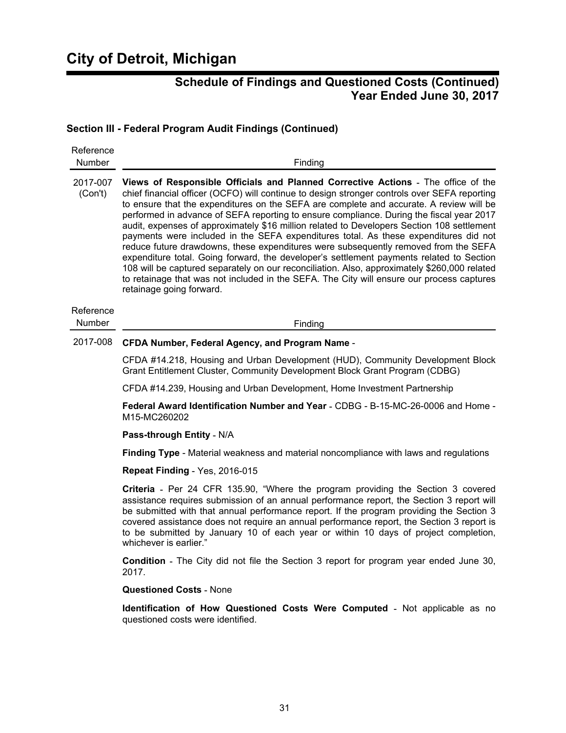## Section III - Federal Program Audit Findings (Continued)

| Reference Number | Finding |
|---|---|
| 2017-007 (Con't) | **Views of Responsible Officials and Planned Corrective Actions** - The office of the chief financial officer (OCFO) will continue to design stronger controls over SEFA reporting to ensure that the expenditures on the SEFA are complete and accurate. A review will be performed in advance of SEFA reporting to ensure compliance. During the fiscal year 2017 audit, expenses of approximately $16 million related to Developers Section 108 settlement payments were included in the SEFA expenditures total. As these expenditures did not reduce future drawdowns, these expenditures were subsequently removed from the SEFA expenditure total. Going forward, the developer's settlement payments related to Section 108 will be captured separately on our reconciliation. Also, approximately $260,000 related to retainage that was not included in the SEFA. The City will ensure our process captures retainage going forward. |

| Reference Number | Finding |
|---|---|
| 2017-008 | **CFDA Number, Federal Agency, and Program Name** - |

CFDA #14.218, Housing and Urban Development (HUD), Community Development Block Grant Entitlement Cluster, Community Development Block Grant Program (CDBG)

CFDA #14.239, Housing and Urban Development, Home Investment Partnership

**Federal Award Identification Number and Year** - CDBG - B-15-MC-26-0006 and Home - M15-MC260202

**Pass-through Entity** - N/A

**Finding Type** - Material weakness and material noncompliance with laws and regulations

**Repeat Finding** - Yes, 2016-015

**Criteria** - Per 24 CFR 135.90, "Where the program providing the Section 3 covered assistance requires submission of an annual performance report, the Section 3 report will be submitted with that annual performance report. If the program providing the Section 3 covered assistance does not require an annual performance report, the Section 3 report is to be submitted by January 10 of each year or within 10 days of project completion, whichever is earlier."

**Condition** - The City did not file the Section 3 report for program year ended June 30, 2017.

**Questioned Costs** - None

**Identification of How Questioned Costs Were Computed** - Not applicable as no questioned costs were identified.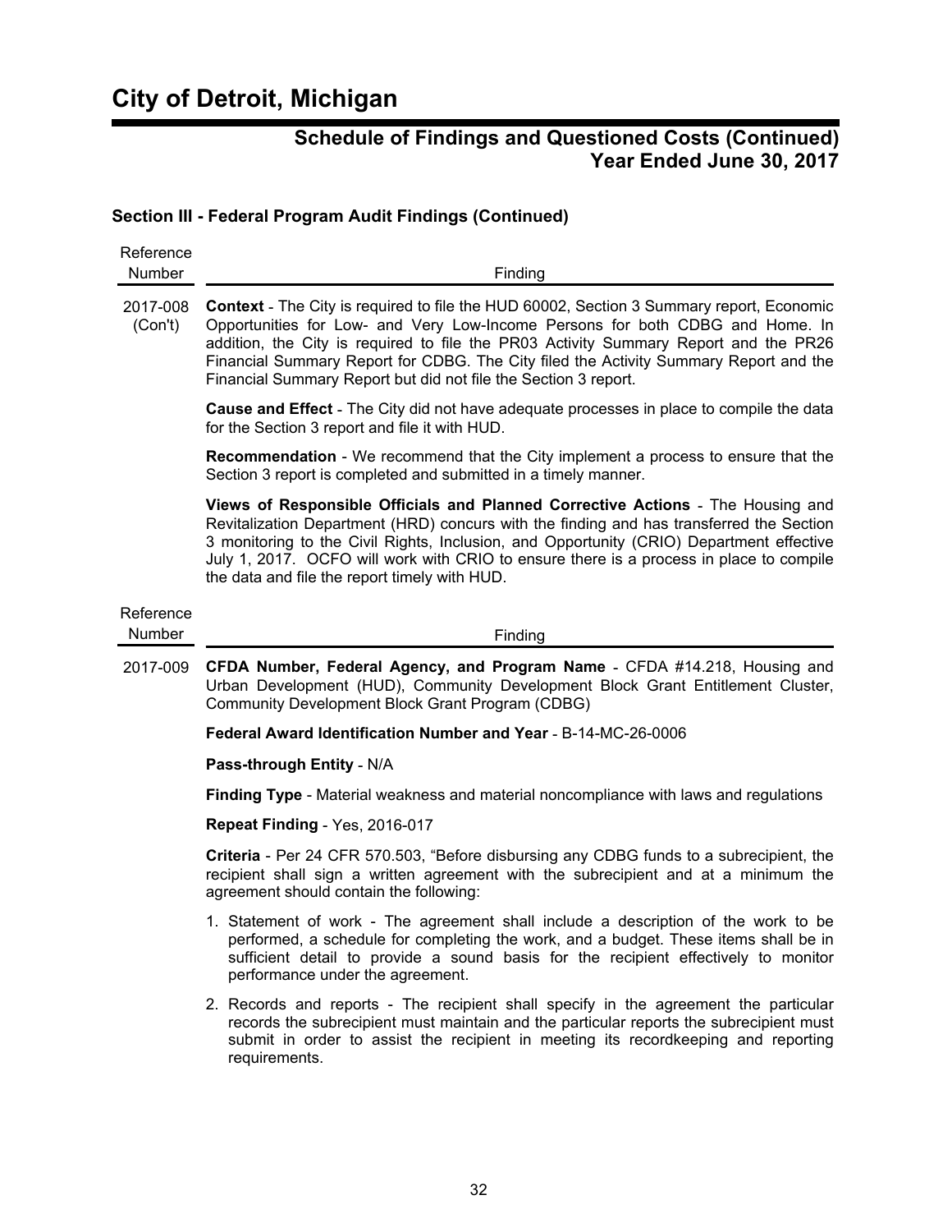### Section III - Federal Program Audit Findings (Continued)

| Reference Number | Finding |
|---|---|
| 2017-008 (Con't) | **Context** - The City is required to file the HUD 60002, Section 3 Summary report, Economic Opportunities for Low- and Very Low-Income Persons for both CDBG and Home. In addition, the City is required to file the PR03 Activity Summary Report and the PR26 Financial Summary Report for CDBG. The City filed the Activity Summary Report and the Financial Summary Report but did not file the Section 3 report. |

**Cause and Effect** - The City did not have adequate processes in place to compile the data for the Section 3 report and file it with HUD.

**Recommendation** - We recommend that the City implement a process to ensure that the Section 3 report is completed and submitted in a timely manner.

**Views of Responsible Officials and Planned Corrective Actions** - The Housing and Revitalization Department (HRD) concurs with the finding and has transferred the Section 3 monitoring to the Civil Rights, Inclusion, and Opportunity (CRIO) Department effective July 1, 2017. OCFO will work with CRIO to ensure there is a process in place to compile the data and file the report timely with HUD.

| Reference Number | Finding |
|---|---|
| 2017-009 | **CFDA Number, Federal Agency, and Program Name** - CFDA #14.218, Housing and Urban Development (HUD), Community Development Block Grant Entitlement Cluster, Community Development Block Grant Program (CDBG) |

**Federal Award Identification Number and Year** - B-14-MC-26-0006

**Pass-through Entity** - N/A

**Finding Type** - Material weakness and material noncompliance with laws and regulations

**Repeat Finding** - Yes, 2016-017

**Criteria** - Per 24 CFR 570.503, "Before disbursing any CDBG funds to a subrecipient, the recipient shall sign a written agreement with the subrecipient and at a minimum the agreement should contain the following:

1. Statement of work - The agreement shall include a description of the work to be performed, a schedule for completing the work, and a budget. These items shall be in sufficient detail to provide a sound basis for the recipient effectively to monitor performance under the agreement.
2. Records and reports - The recipient shall specify in the agreement the particular records the subrecipient must maintain and the particular reports the subrecipient must submit in order to assist the recipient in meeting its recordkeeping and reporting requirements.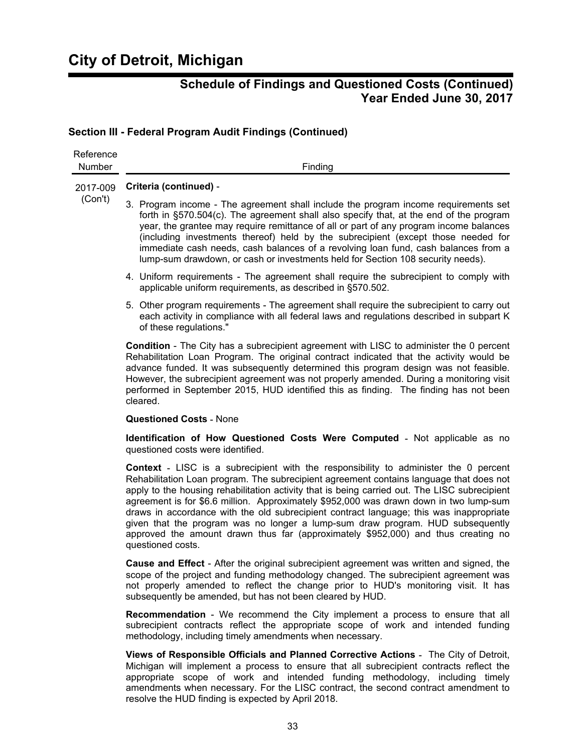# City of Detroit, Michigan

## Schedule of Findings and Questioned Costs (Continued)
## Year Ended June 30, 2017

### Section III - Federal Program Audit Findings (Continued)

| Reference Number | Finding |
|---|---|
| 2017-009 (Con't) | **Criteria (continued)** - |

3. Program income - The agreement shall include the program income requirements set forth in §570.504(c). The agreement shall also specify that, at the end of the program year, the grantee may require remittance of all or part of any program income balances (including investments thereof) held by the subrecipient (except those needed for immediate cash needs, cash balances of a revolving loan fund, cash balances from a lump-sum drawdown, or cash or investments held for Section 108 security needs).
4. Uniform requirements - The agreement shall require the subrecipient to comply with applicable uniform requirements, as described in §570.502.
5. Other program requirements - The agreement shall require the subrecipient to carry out each activity in compliance with all federal laws and regulations described in subpart K of these regulations."

**Condition** - The City has a subrecipient agreement with LISC to administer the 0 percent Rehabilitation Loan Program. The original contract indicated that the activity would be advance funded. It was subsequently determined this program design was not feasible. However, the subrecipient agreement was not properly amended. During a monitoring visit performed in September 2015, HUD identified this as finding. The finding has not been cleared.

**Questioned Costs** - None

**Identification of How Questioned Costs Were Computed** - Not applicable as no questioned costs were identified.

**Context** - LISC is a subrecipient with the responsibility to administer the 0 percent Rehabilitation Loan program. The subrecipient agreement contains language that does not apply to the housing rehabilitation activity that is being carried out. The LISC subrecipient agreement is for $6.6 million. Approximately $952,000 was drawn down in two lump-sum draws in accordance with the old subrecipient contract language; this was inappropriate given that the program was no longer a lump-sum draw program. HUD subsequently approved the amount drawn thus far (approximately $952,000) and thus creating no questioned costs.

**Cause and Effect** - After the original subrecipient agreement was written and signed, the scope of the project and funding methodology changed. The subrecipient agreement was not properly amended to reflect the change prior to HUD's monitoring visit. It has subsequently be amended, but has not been cleared by HUD.

**Recommendation** - We recommend the City implement a process to ensure that all subrecipient contracts reflect the appropriate scope of work and intended funding methodology, including timely amendments when necessary.

**Views of Responsible Officials and Planned Corrective Actions** - The City of Detroit, Michigan will implement a process to ensure that all subrecipient contracts reflect the appropriate scope of work and intended funding methodology, including timely amendments when necessary. For the LISC contract, the second contract amendment to resolve the HUD finding is expected by April 2018.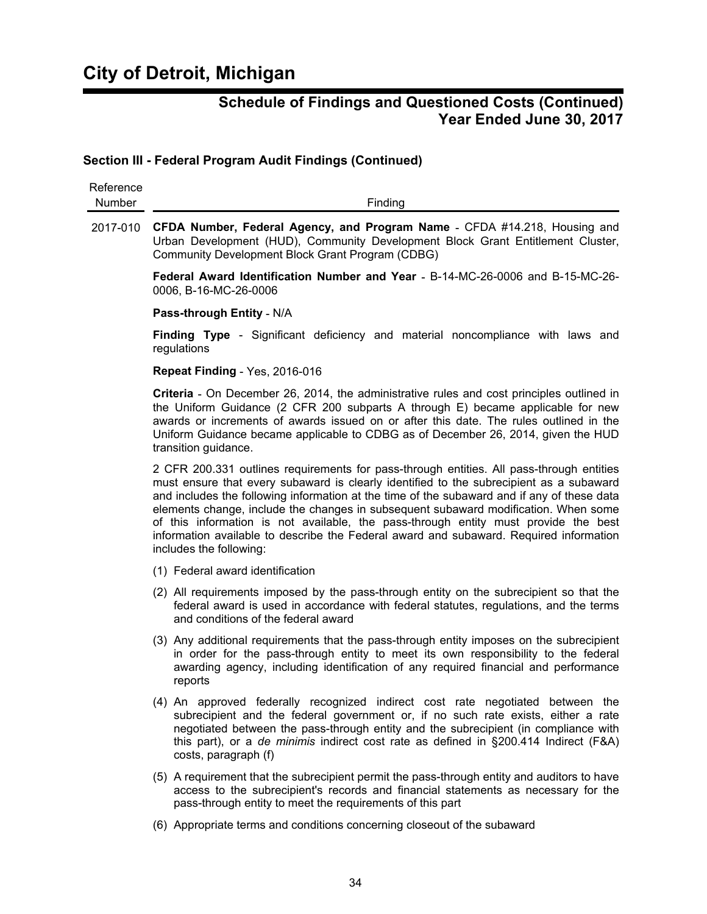# City of Detroit, Michigan

## Schedule of Findings and Questioned Costs (Continued) Year Ended June 30, 2017

### Section III - Federal Program Audit Findings (Continued)

| Reference Number | Finding |
|---|---|
| 2017-010 | **CFDA Number, Federal Agency, and Program Name** - CFDA #14.218, Housing and Urban Development (HUD), Community Development Block Grant Entitlement Cluster, Community Development Block Grant Program (CDBG) |

**Federal Award Identification Number and Year** - B-14-MC-26-0006 and B-15-MC-26-0006, B-16-MC-26-0006

**Pass-through Entity** - N/A

**Finding Type** - Significant deficiency and material noncompliance with laws and regulations

**Repeat Finding** - Yes, 2016-016

**Criteria** - On December 26, 2014, the administrative rules and cost principles outlined in the Uniform Guidance (2 CFR 200 subparts A through E) became applicable for new awards or increments of awards issued on or after this date. The rules outlined in the Uniform Guidance became applicable to CDBG as of December 26, 2014, given the HUD transition guidance.

2 CFR 200.331 outlines requirements for pass-through entities. All pass-through entities must ensure that every subaward is clearly identified to the subrecipient as a subaward and includes the following information at the time of the subaward and if any of these data elements change, include the changes in subsequent subaward modification. When some of this information is not available, the pass-through entity must provide the best information available to describe the Federal award and subaward. Required information includes the following:

(1) Federal award identification

(2) All requirements imposed by the pass-through entity on the subrecipient so that the federal award is used in accordance with federal statutes, regulations, and the terms and conditions of the federal award

(3) Any additional requirements that the pass-through entity imposes on the subrecipient in order for the pass-through entity to meet its own responsibility to the federal awarding agency, including identification of any required financial and performance reports

(4) An approved federally recognized indirect cost rate negotiated between the subrecipient and the federal government or, if no such rate exists, either a rate negotiated between the pass-through entity and the subrecipient (in compliance with this part), or a *de minimis* indirect cost rate as defined in §200.414 Indirect (F&A) costs, paragraph (f)

(5) A requirement that the subrecipient permit the pass-through entity and auditors to have access to the subrecipient's records and financial statements as necessary for the pass-through entity to meet the requirements of this part

(6) Appropriate terms and conditions concerning closeout of the subaward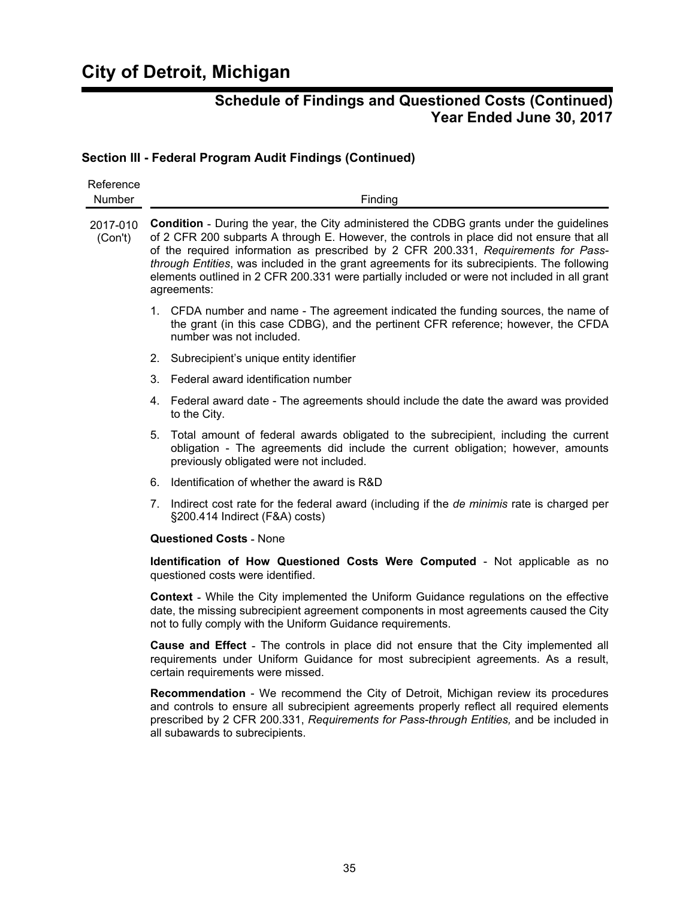# City of Detroit, Michigan

## Schedule of Findings and Questioned Costs (Continued)
## Year Ended June 30, 2017

### Section III - Federal Program Audit Findings (Continued)

| Reference Number | Finding |
|---|---|
| 2017-010 (Con't) | **Condition** - During the year, the City administered the CDBG grants under the guidelines of 2 CFR 200 subparts A through E. However, the controls in place did not ensure that all of the required information as prescribed by 2 CFR 200.331, *Requirements for Pass-through Entities*, was included in the grant agreements for its subrecipients. The following elements outlined in 2 CFR 200.331 were partially included or were not included in all grant agreements: |

1. CFDA number and name - The agreement indicated the funding sources, the name of the grant (in this case CDBG), and the pertinent CFR reference; however, the CFDA number was not included.
2. Subrecipient's unique entity identifier
3. Federal award identification number
4. Federal award date - The agreements should include the date the award was provided to the City.
5. Total amount of federal awards obligated to the subrecipient, including the current obligation - The agreements did include the current obligation; however, amounts previously obligated were not included.
6. Identification of whether the award is R&D
7. Indirect cost rate for the federal award (including if the *de minimis* rate is charged per §200.414 Indirect (F&A) costs)

**Questioned Costs** - None

**Identification of How Questioned Costs Were Computed** - Not applicable as no questioned costs were identified.

**Context** - While the City implemented the Uniform Guidance regulations on the effective date, the missing subrecipient agreement components in most agreements caused the City not to fully comply with the Uniform Guidance requirements.

**Cause and Effect** - The controls in place did not ensure that the City implemented all requirements under Uniform Guidance for most subrecipient agreements. As a result, certain requirements were missed.

**Recommendation** - We recommend the City of Detroit, Michigan review its procedures and controls to ensure all subrecipient agreements properly reflect all required elements prescribed by 2 CFR 200.331, *Requirements for Pass-through Entities,* and be included in all subawards to subrecipients.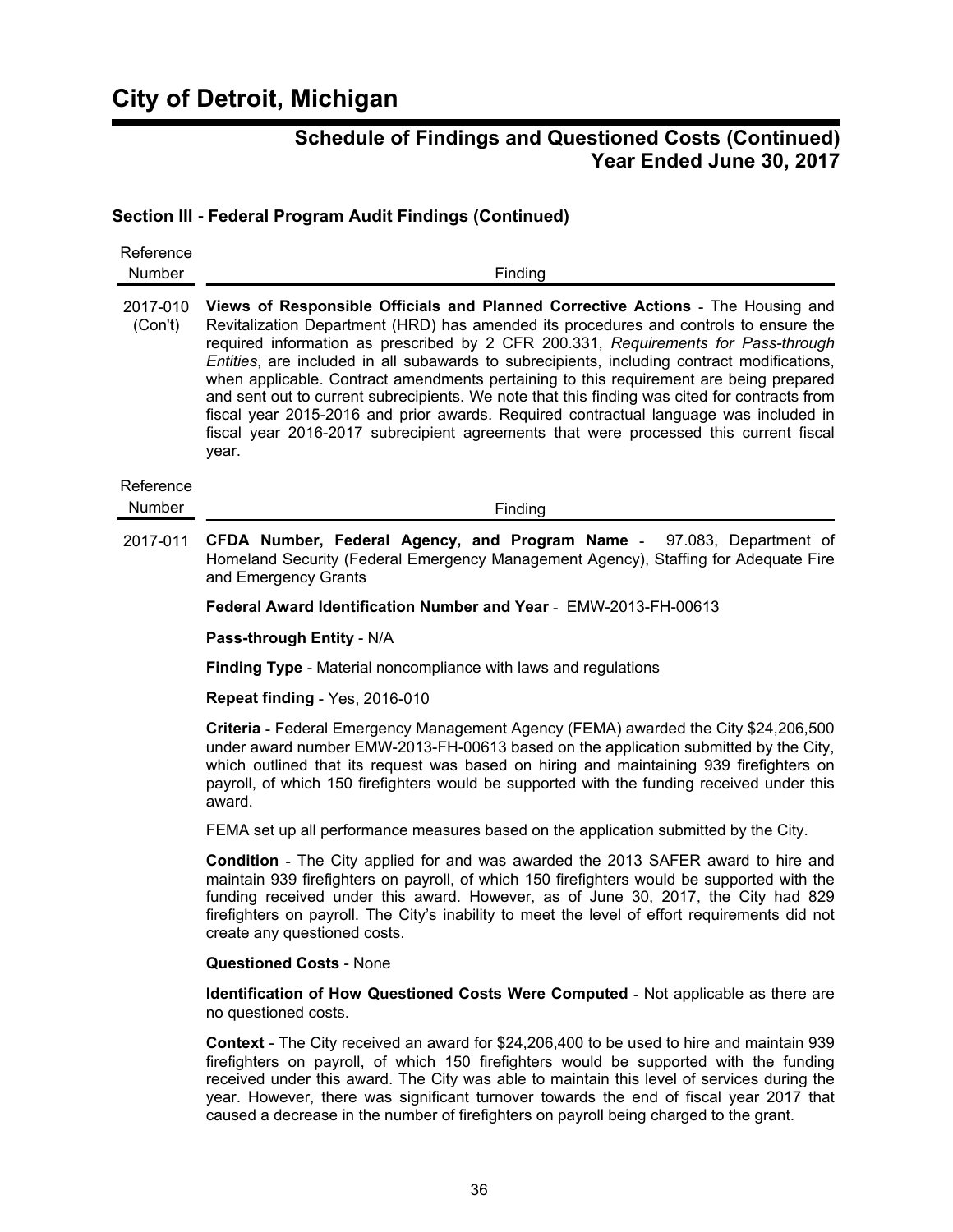# City of Detroit, Michigan

## Schedule of Findings and Questioned Costs (Continued)
## Year Ended June 30, 2017

### Section III - Federal Program Audit Findings (Continued)

| Reference Number | Finding |
|---|---|
| 2017-010 (Con't) | **Views of Responsible Officials and Planned Corrective Actions** - The Housing and Revitalization Department (HRD) has amended its procedures and controls to ensure the required information as prescribed by 2 CFR 200.331, *Requirements for Pass-through Entities*, are included in all subawards to subrecipients, including contract modifications, when applicable. Contract amendments pertaining to this requirement are being prepared and sent out to current subrecipients. We note that this finding was cited for contracts from fiscal year 2015-2016 and prior awards. Required contractual language was included in fiscal year 2016-2017 subrecipient agreements that were processed this current fiscal year. |

| Reference Number | Finding |
|---|---|
| 2017-011 | **CFDA Number, Federal Agency, and Program Name** - 97.083, Department of Homeland Security (Federal Emergency Management Agency), Staffing for Adequate Fire and Emergency Grants |

**Federal Award Identification Number and Year** - EMW-2013-FH-00613

**Pass-through Entity** - N/A

**Finding Type** - Material noncompliance with laws and regulations

**Repeat finding** - Yes, 2016-010

**Criteria** - Federal Emergency Management Agency (FEMA) awarded the City $24,206,500 under award number EMW-2013-FH-00613 based on the application submitted by the City, which outlined that its request was based on hiring and maintaining 939 firefighters on payroll, of which 150 firefighters would be supported with the funding received under this award.

FEMA set up all performance measures based on the application submitted by the City.

**Condition** - The City applied for and was awarded the 2013 SAFER award to hire and maintain 939 firefighters on payroll, of which 150 firefighters would be supported with the funding received under this award. However, as of June 30, 2017, the City had 829 firefighters on payroll. The City's inability to meet the level of effort requirements did not create any questioned costs.

**Questioned Costs** - None

**Identification of How Questioned Costs Were Computed** - Not applicable as there are no questioned costs.

**Context** - The City received an award for $24,206,400 to be used to hire and maintain 939 firefighters on payroll, of which 150 firefighters would be supported with the funding received under this award. The City was able to maintain this level of services during the year. However, there was significant turnover towards the end of fiscal year 2017 that caused a decrease in the number of firefighters on payroll being charged to the grant.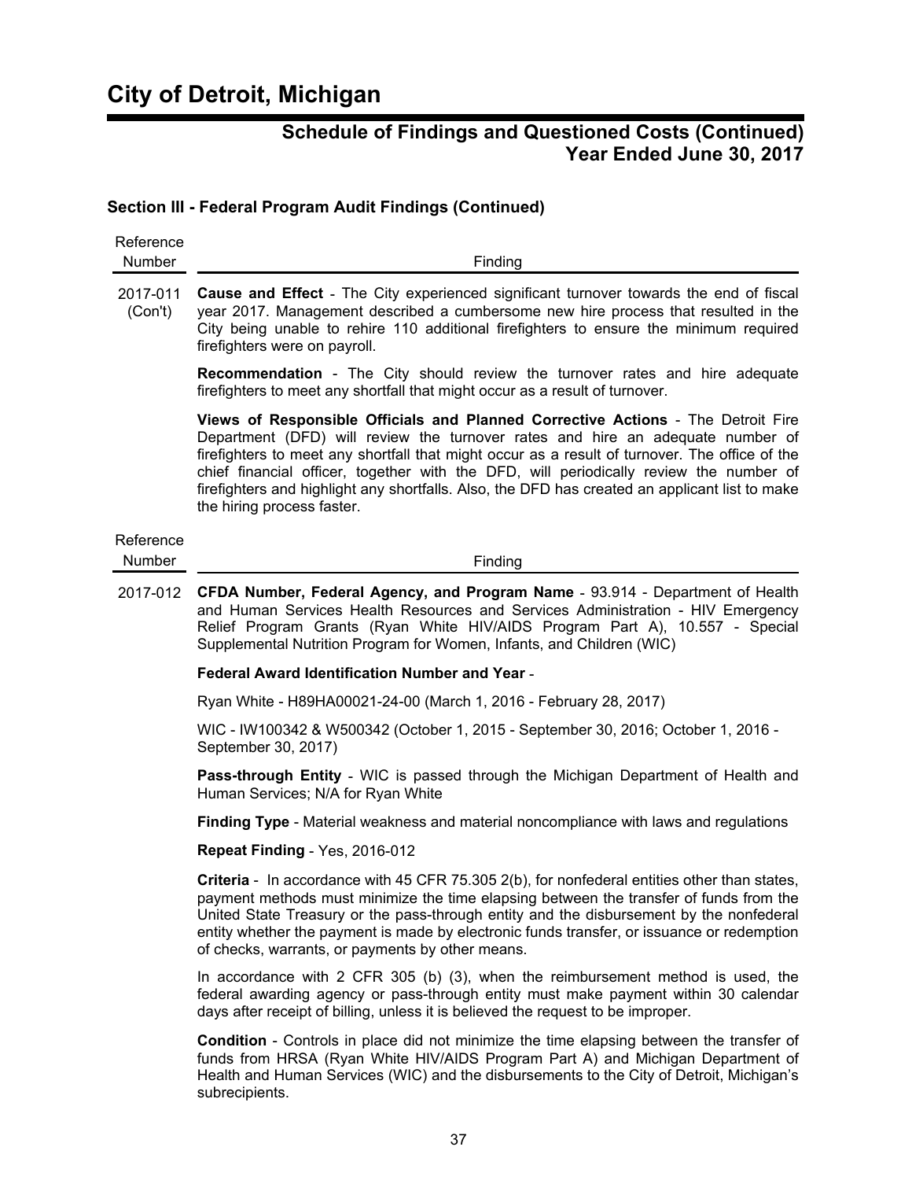# City of Detroit, Michigan

## Schedule of Findings and Questioned Costs (Continued) Year Ended June 30, 2017

### Section III - Federal Program Audit Findings (Continued)

| Reference Number | Finding |
|---|---|
| 2017-011 (Con't) | **Cause and Effect** - The City experienced significant turnover towards the end of fiscal year 2017. Management described a cumbersome new hire process that resulted in the City being unable to rehire 110 additional firefighters to ensure the minimum required firefighters were on payroll. |
| | **Recommendation** - The City should review the turnover rates and hire adequate firefighters to meet any shortfall that might occur as a result of turnover. |
| | **Views of Responsible Officials and Planned Corrective Actions** - The Detroit Fire Department (DFD) will review the turnover rates and hire an adequate number of firefighters to meet any shortfall that might occur as a result of turnover. The office of the chief financial officer, together with the DFD, will periodically review the number of firefighters and highlight any shortfalls. Also, the DFD has created an applicant list to make the hiring process faster. |

| Reference Number | Finding |
|---|---|
| 2017-012 | **CFDA Number, Federal Agency, and Program Name** - 93.914 - Department of Health and Human Services Health Resources and Services Administration - HIV Emergency Relief Program Grants (Ryan White HIV/AIDS Program Part A), 10.557 - Special Supplemental Nutrition Program for Women, Infants, and Children (WIC) |
| | **Federal Award Identification Number and Year** - |
| | Ryan White - H89HA00021-24-00 (March 1, 2016 - February 28, 2017) |
| | WIC - IW100342 & W500342 (October 1, 2015 - September 30, 2016; October 1, 2016 - September 30, 2017) |
| | **Pass-through Entity** - WIC is passed through the Michigan Department of Health and Human Services; N/A for Ryan White |
| | **Finding Type** - Material weakness and material noncompliance with laws and regulations |
| | **Repeat Finding** - Yes, 2016-012 |
| | **Criteria** - In accordance with 45 CFR 75.305 2(b), for nonfederal entities other than states, payment methods must minimize the time elapsing between the transfer of funds from the United State Treasury or the pass-through entity and the disbursement by the nonfederal entity whether the payment is made by electronic funds transfer, or issuance or redemption of checks, warrants, or payments by other means. |
| | In accordance with 2 CFR 305 (b) (3), when the reimbursement method is used, the federal awarding agency or pass-through entity must make payment within 30 calendar days after receipt of billing, unless it is believed the request to be improper. |
| | **Condition** - Controls in place did not minimize the time elapsing between the transfer of funds from HRSA (Ryan White HIV/AIDS Program Part A) and Michigan Department of Health and Human Services (WIC) and the disbursements to the City of Detroit, Michigan's subrecipients. |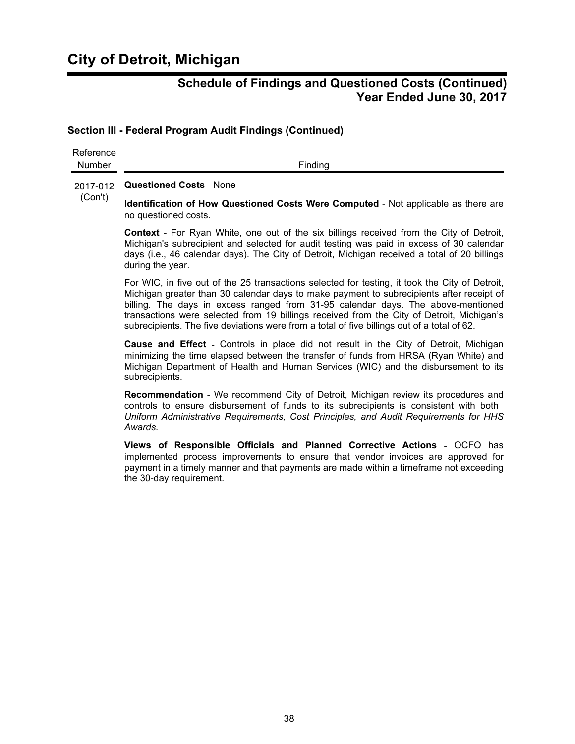# City of Detroit, Michigan

## Schedule of Findings and Questioned Costs (Continued)
## Year Ended June 30, 2017

### Section III - Federal Program Audit Findings (Continued)

| Reference Number | Finding |
|---|---|
| 2017-012 (Con't) | **Questioned Costs** - None |

**Identification of How Questioned Costs Were Computed** - Not applicable as there are no questioned costs.

**Context** - For Ryan White, one out of the six billings received from the City of Detroit, Michigan's subrecipient and selected for audit testing was paid in excess of 30 calendar days (i.e., 46 calendar days). The City of Detroit, Michigan received a total of 20 billings during the year.

For WIC, in five out of the 25 transactions selected for testing, it took the City of Detroit, Michigan greater than 30 calendar days to make payment to subrecipients after receipt of billing. The days in excess ranged from 31-95 calendar days. The above-mentioned transactions were selected from 19 billings received from the City of Detroit, Michigan's subrecipients. The five deviations were from a total of five billings out of a total of 62.

**Cause and Effect** - Controls in place did not result in the City of Detroit, Michigan minimizing the time elapsed between the transfer of funds from HRSA (Ryan White) and Michigan Department of Health and Human Services (WIC) and the disbursement to its subrecipients.

**Recommendation** - We recommend City of Detroit, Michigan review its procedures and controls to ensure disbursement of funds to its subrecipients is consistent with both *Uniform Administrative Requirements, Cost Principles, and Audit Requirements for HHS Awards.*

**Views of Responsible Officials and Planned Corrective Actions** - OCFO has implemented process improvements to ensure that vendor invoices are approved for payment in a timely manner and that payments are made within a timeframe not exceeding the 30-day requirement.